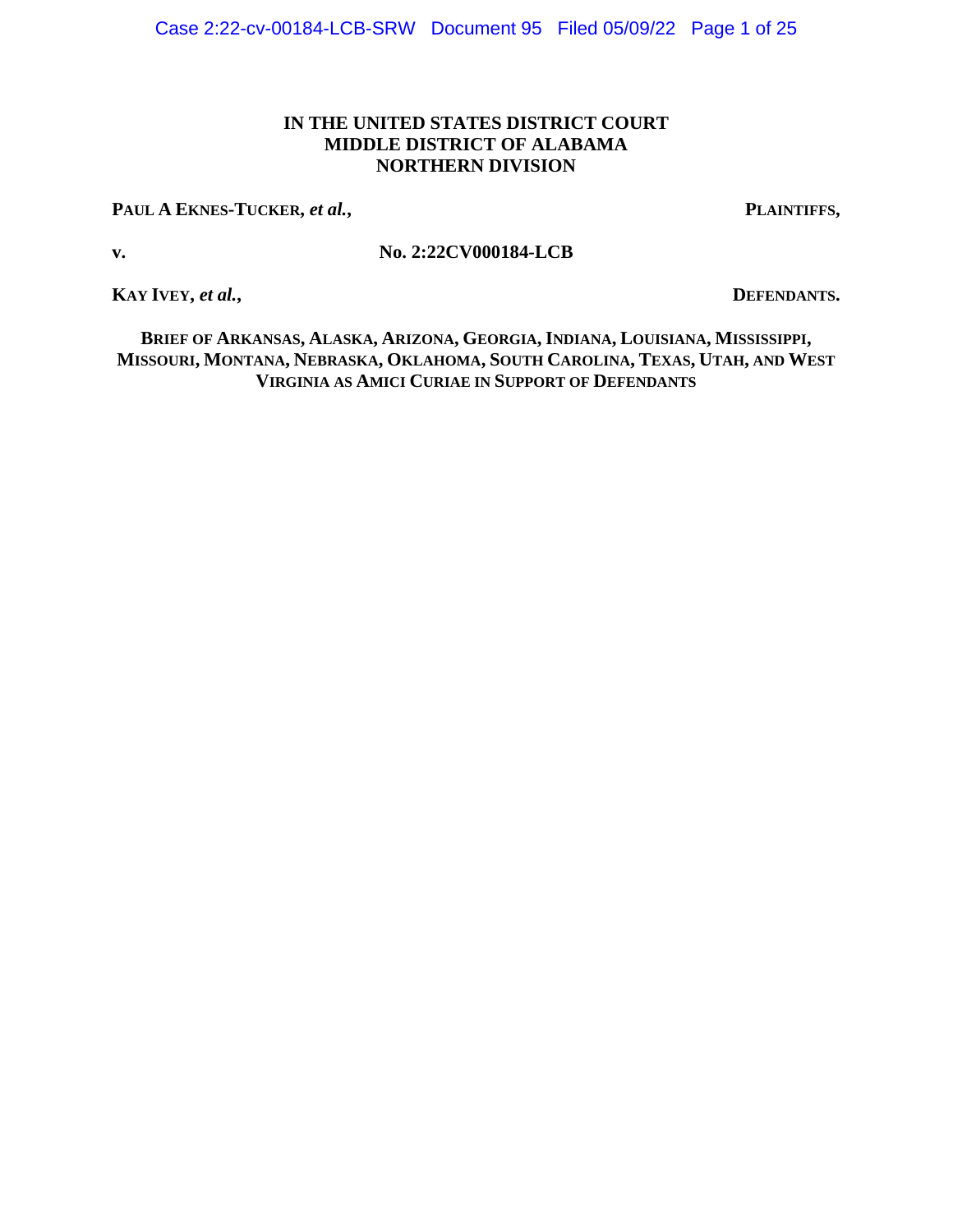**IN THE UNITED STATES DISTRICT COURT**
**MIDDLE DISTRICT OF ALABAMA**
**NORTHERN DIVISION**

**PAUL A EKNES-TUCKER, *et al.*,** **PLAINTIFFS,**

**v.** **No. 2:22CV000184-LCB**

**KAY IVEY, *et al.*,** **DEFENDANTS.**

**BRIEF OF ARKANSAS, ALASKA, ARIZONA, GEORGIA, INDIANA, LOUISIANA, MISSISSIPPI, MISSOURI, MONTANA, NEBRASKA, OKLAHOMA, SOUTH CAROLINA, TEXAS, UTAH, AND WEST VIRGINIA AS AMICI CURIAE IN SUPPORT OF DEFENDANTS**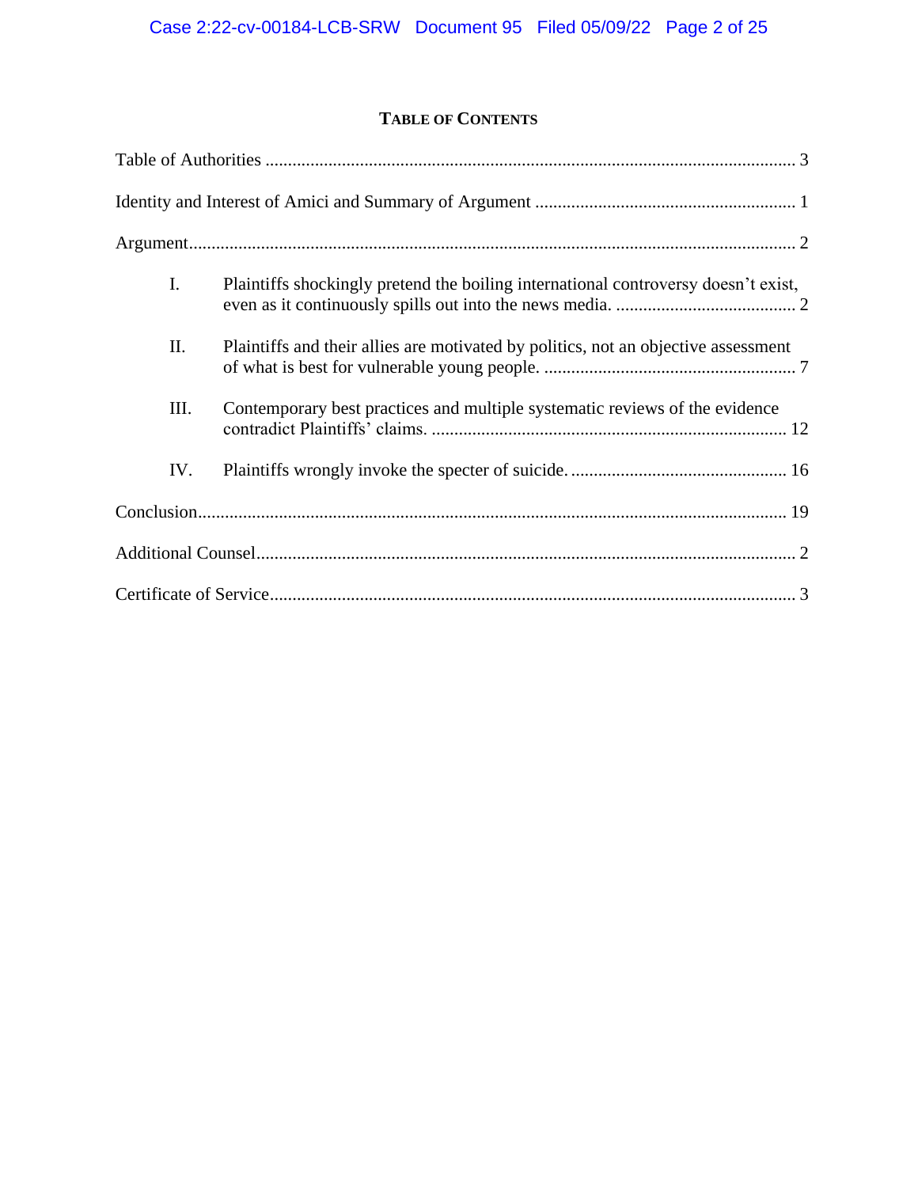## TABLE OF CONTENTS

Table of Authorities ..................................................................................................................... 3

Identity and Interest of Amici and Summary of Argument .......................................................... 1

Argument...................................................................................................................................... 2

I. Plaintiffs shockingly pretend the boiling international controversy doesn't exist, even as it continuously spills out into the news media. ........................................ 2

II. Plaintiffs and their allies are motivated by politics, not an objective assessment of what is best for vulnerable young people. ........................................................ 7

III. Contemporary best practices and multiple systematic reviews of the evidence contradict Plaintiffs' claims. .............................................................................. 12

IV. Plaintiffs wrongly invoke the specter of suicide. ................................................ 16

Conclusion.................................................................................................................................. 19

Additional Counsel....................................................................................................................... 2

Certificate of Service..................................................................................................................... 3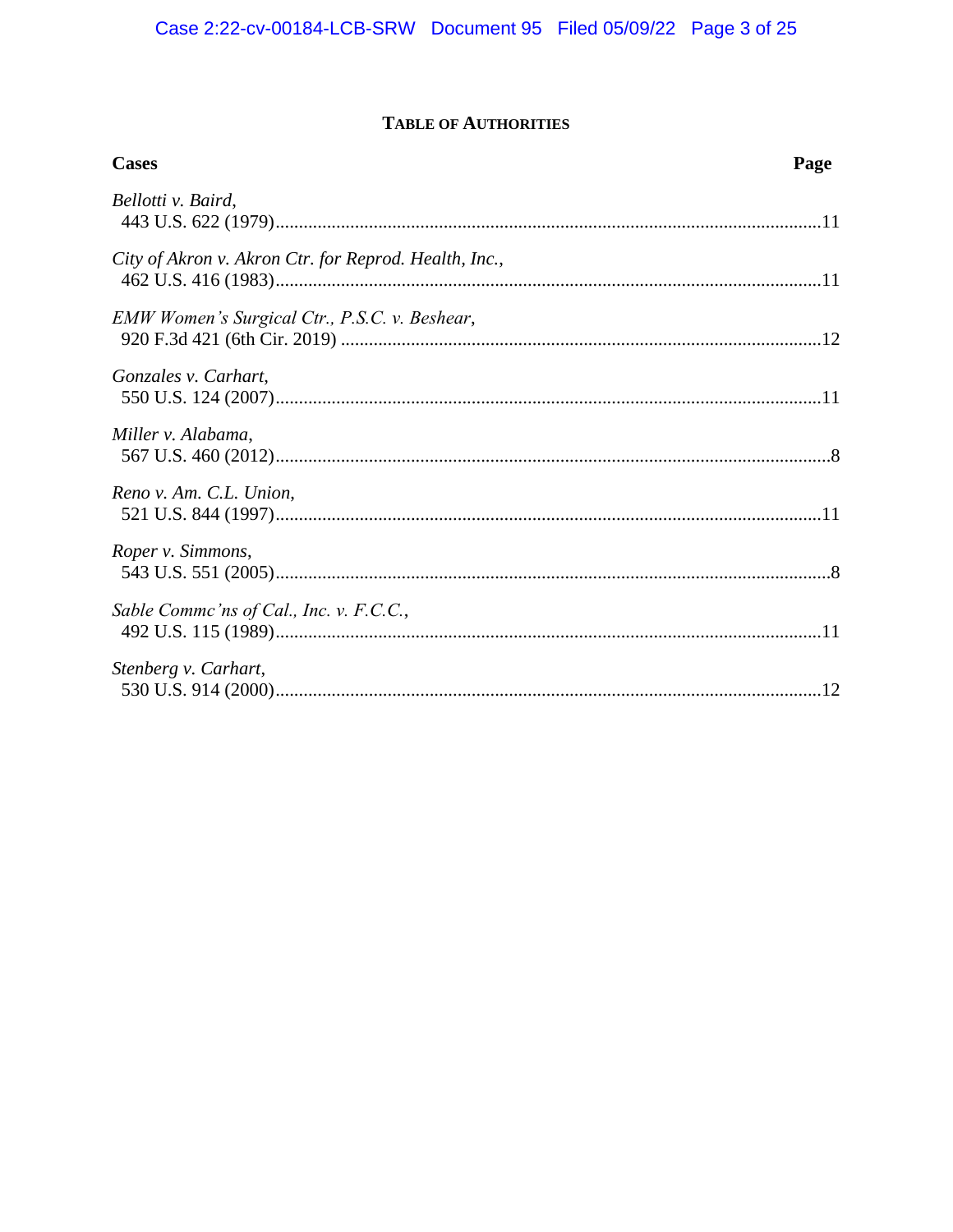# TABLE OF AUTHORITIES

| Cases | Page |
|---|---|
| *Bellotti v. Baird*, 443 U.S. 622 (1979) | 11 |
| *City of Akron v. Akron Ctr. for Reprod. Health, Inc.*, 462 U.S. 416 (1983) | 11 |
| *EMW Women's Surgical Ctr., P.S.C. v. Beshear*, 920 F.3d 421 (6th Cir. 2019) | 12 |
| *Gonzales v. Carhart*, 550 U.S. 124 (2007) | 11 |
| *Miller v. Alabama*, 567 U.S. 460 (2012) | 8 |
| *Reno v. Am. C.L. Union*, 521 U.S. 844 (1997) | 11 |
| *Roper v. Simmons*, 543 U.S. 551 (2005) | 8 |
| *Sable Commc'ns of Cal., Inc. v. F.C.C.*, 492 U.S. 115 (1989) | 11 |
| *Stenberg v. Carhart*, 530 U.S. 914 (2000) | 12 |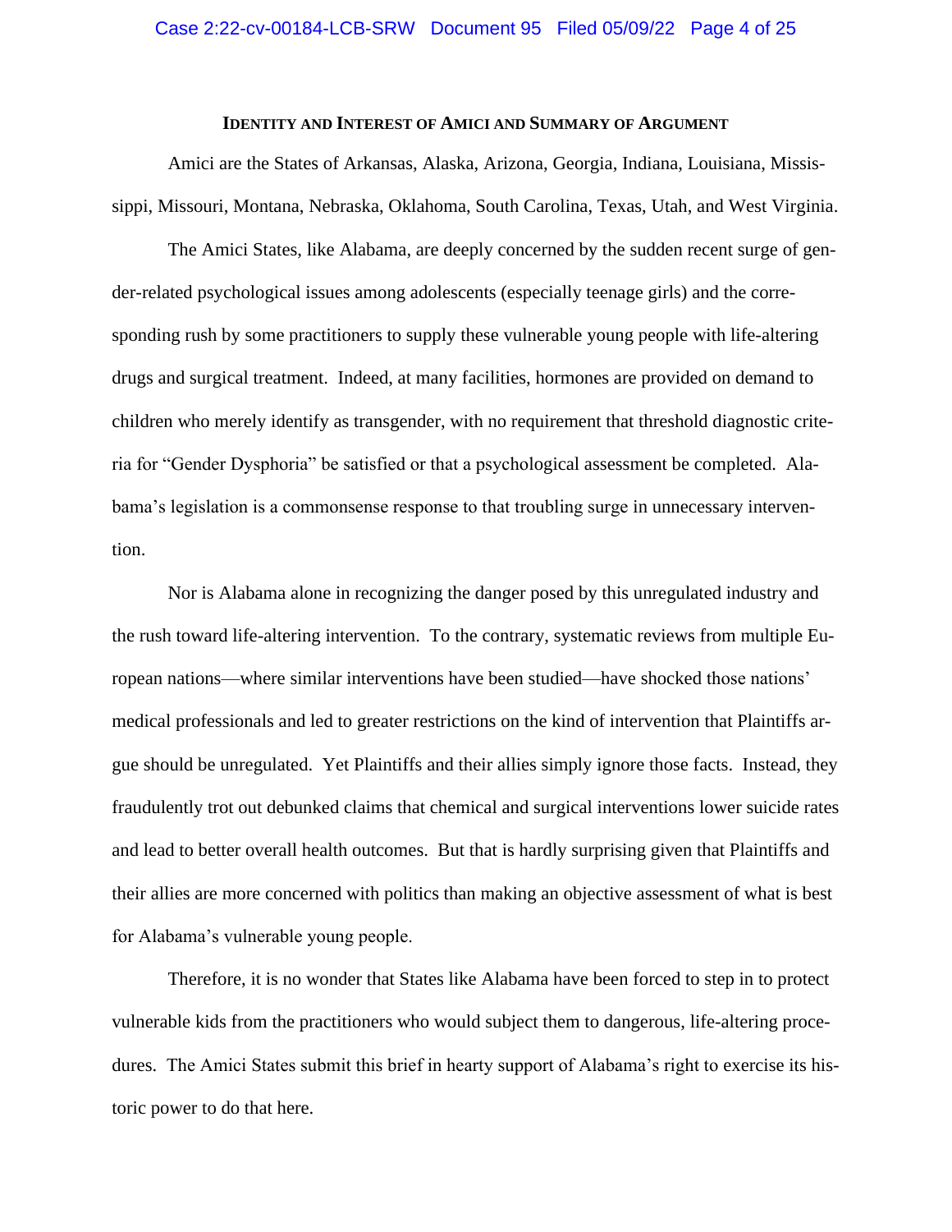## Identity and Interest of Amici and Summary of Argument

Amici are the States of Arkansas, Alaska, Arizona, Georgia, Indiana, Louisiana, Mississippi, Missouri, Montana, Nebraska, Oklahoma, South Carolina, Texas, Utah, and West Virginia.

The Amici States, like Alabama, are deeply concerned by the sudden recent surge of gender-related psychological issues among adolescents (especially teenage girls) and the corresponding rush by some practitioners to supply these vulnerable young people with life-altering drugs and surgical treatment. Indeed, at many facilities, hormones are provided on demand to children who merely identify as transgender, with no requirement that threshold diagnostic criteria for "Gender Dysphoria" be satisfied or that a psychological assessment be completed. Alabama's legislation is a commonsense response to that troubling surge in unnecessary intervention.

Nor is Alabama alone in recognizing the danger posed by this unregulated industry and the rush toward life-altering intervention. To the contrary, systematic reviews from multiple European nations—where similar interventions have been studied—have shocked those nations' medical professionals and led to greater restrictions on the kind of intervention that Plaintiffs argue should be unregulated. Yet Plaintiffs and their allies simply ignore those facts. Instead, they fraudulently trot out debunked claims that chemical and surgical interventions lower suicide rates and lead to better overall health outcomes. But that is hardly surprising given that Plaintiffs and their allies are more concerned with politics than making an objective assessment of what is best for Alabama's vulnerable young people.

Therefore, it is no wonder that States like Alabama have been forced to step in to protect vulnerable kids from the practitioners who would subject them to dangerous, life-altering procedures. The Amici States submit this brief in hearty support of Alabama's right to exercise its historic power to do that here.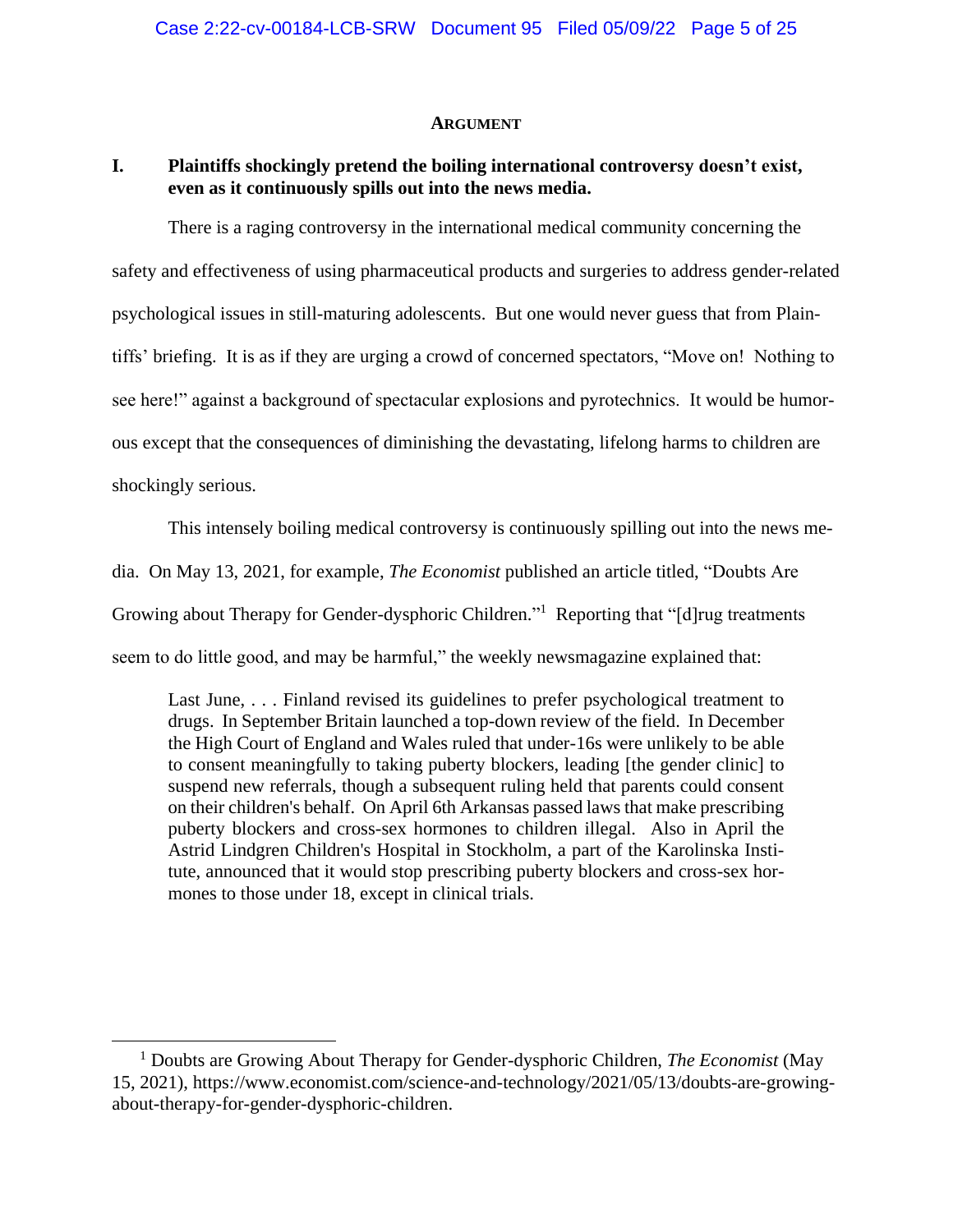## ARGUMENT

### I. Plaintiffs shockingly pretend the boiling international controversy doesn't exist, even as it continuously spills out into the news media.

There is a raging controversy in the international medical community concerning the safety and effectiveness of using pharmaceutical products and surgeries to address gender-related psychological issues in still-maturing adolescents. But one would never guess that from Plaintiffs' briefing. It is as if they are urging a crowd of concerned spectators, "Move on! Nothing to see here!" against a background of spectacular explosions and pyrotechnics. It would be humorous except that the consequences of diminishing the devastating, lifelong harms to children are shockingly serious.

This intensely boiling medical controversy is continuously spilling out into the news media. On May 13, 2021, for example, *The Economist* published an article titled, "Doubts Are Growing about Therapy for Gender-dysphoric Children."[1] Reporting that "[d]rug treatments seem to do little good, and may be harmful," the weekly newsmagazine explained that:

> Last June, . . . Finland revised its guidelines to prefer psychological treatment to drugs. In September Britain launched a top-down review of the field. In December the High Court of England and Wales ruled that under-16s were unlikely to be able to consent meaningfully to taking puberty blockers, leading [the gender clinic] to suspend new referrals, though a subsequent ruling held that parents could consent on their children's behalf. On April 6th Arkansas passed laws that make prescribing puberty blockers and cross-sex hormones to children illegal. Also in April the Astrid Lindgren Children's Hospital in Stockholm, a part of the Karolinska Institute, announced that it would stop prescribing puberty blockers and cross-sex hormones to those under 18, except in clinical trials.

---

[1] Doubts are Growing About Therapy for Gender-dysphoric Children, *The Economist* (May 15, 2021), https://www.economist.com/science-and-technology/2021/05/13/doubts-are-growing-about-therapy-for-gender-dysphoric-children.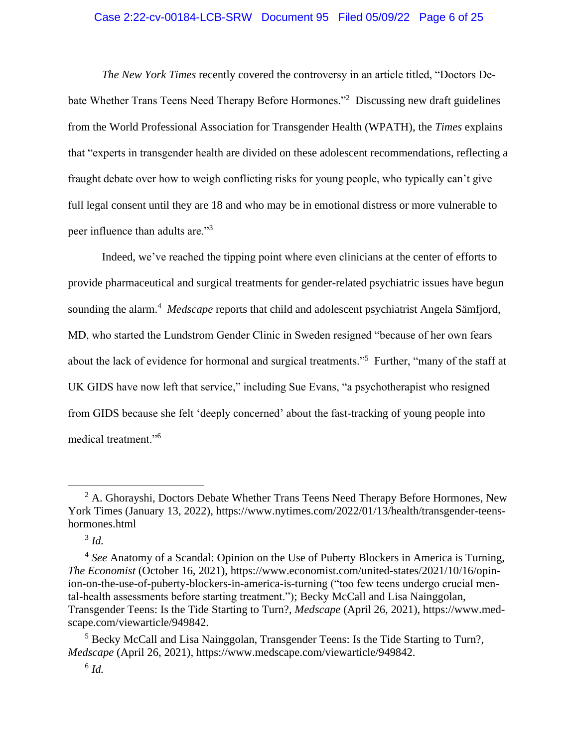*The New York Times* recently covered the controversy in an article titled, "Doctors Debate Whether Trans Teens Need Therapy Before Hormones."[2] Discussing new draft guidelines from the World Professional Association for Transgender Health (WPATH), the *Times* explains that "experts in transgender health are divided on these adolescent recommendations, reflecting a fraught debate over how to weigh conflicting risks for young people, who typically can't give full legal consent until they are 18 and who may be in emotional distress or more vulnerable to peer influence than adults are."[3]

Indeed, we've reached the tipping point where even clinicians at the center of efforts to provide pharmaceutical and surgical treatments for gender-related psychiatric issues have begun sounding the alarm.[4] *Medscape* reports that child and adolescent psychiatrist Angela Sämfjord, MD, who started the Lundstrom Gender Clinic in Sweden resigned "because of her own fears about the lack of evidence for hormonal and surgical treatments."[5] Further, "many of the staff at UK GIDS have now left that service," including Sue Evans, "a psychotherapist who resigned from GIDS because she felt 'deeply concerned' about the fast-tracking of young people into medical treatment."[6]

---

[2] A. Ghorayshi, Doctors Debate Whether Trans Teens Need Therapy Before Hormones, New York Times (January 13, 2022), https://www.nytimes.com/2022/01/13/health/transgender-teens-hormones.html

[3] *Id.*

[4] *See* Anatomy of a Scandal: Opinion on the Use of Puberty Blockers in America is Turning, *The Economist* (October 16, 2021), https://www.economist.com/united-states/2021/10/16/opinion-on-the-use-of-puberty-blockers-in-america-is-turning ("too few teens undergo crucial mental-health assessments before starting treatment."); Becky McCall and Lisa Nainggolan, Transgender Teens: Is the Tide Starting to Turn?, *Medscape* (April 26, 2021), https://www.medscape.com/viewarticle/949842.

[5] Becky McCall and Lisa Nainggolan, Transgender Teens: Is the Tide Starting to Turn?, *Medscape* (April 26, 2021), https://www.medscape.com/viewarticle/949842.

[6] *Id.*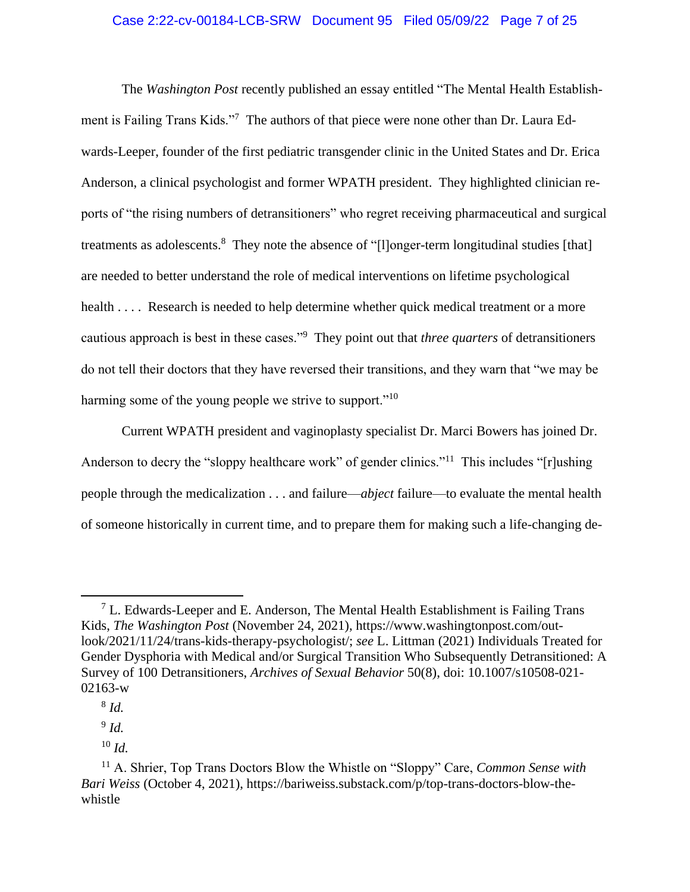The *Washington Post* recently published an essay entitled "The Mental Health Establishment is Failing Trans Kids."[7] The authors of that piece were none other than Dr. Laura Edwards-Leeper, founder of the first pediatric transgender clinic in the United States and Dr. Erica Anderson, a clinical psychologist and former WPATH president. They highlighted clinician reports of "the rising numbers of detransitioners" who regret receiving pharmaceutical and surgical treatments as adolescents.[8] They note the absence of "[l]onger-term longitudinal studies [that] are needed to better understand the role of medical interventions on lifetime psychological health . . . . Research is needed to help determine whether quick medical treatment or a more cautious approach is best in these cases."[9] They point out that *three quarters* of detransitioners do not tell their doctors that they have reversed their transitions, and they warn that "we may be harming some of the young people we strive to support."[10]

Current WPATH president and vaginoplasty specialist Dr. Marci Bowers has joined Dr. Anderson to decry the "sloppy healthcare work" of gender clinics."[11] This includes "[r]ushing people through the medicalization . . . and failure—*abject* failure—to evaluate the mental health of someone historically in current time, and to prepare them for making such a life-changing de-

---

[7] L. Edwards-Leeper and E. Anderson, The Mental Health Establishment is Failing Trans Kids, *The Washington Post* (November 24, 2021), https://www.washingtonpost.com/outlook/2021/11/24/trans-kids-therapy-psychologist/; *see* L. Littman (2021) Individuals Treated for Gender Dysphoria with Medical and/or Surgical Transition Who Subsequently Detransitioned: A Survey of 100 Detransitioners, *Archives of Sexual Behavior* 50(8), doi: 10.1007/s10508-021-02163-w

[8] *Id.*

[9] *Id.*

[10] *Id.*

[11] A. Shrier, Top Trans Doctors Blow the Whistle on "Sloppy" Care, *Common Sense with Bari Weiss* (October 4, 2021), https://bariweiss.substack.com/p/top-trans-doctors-blow-the-whistle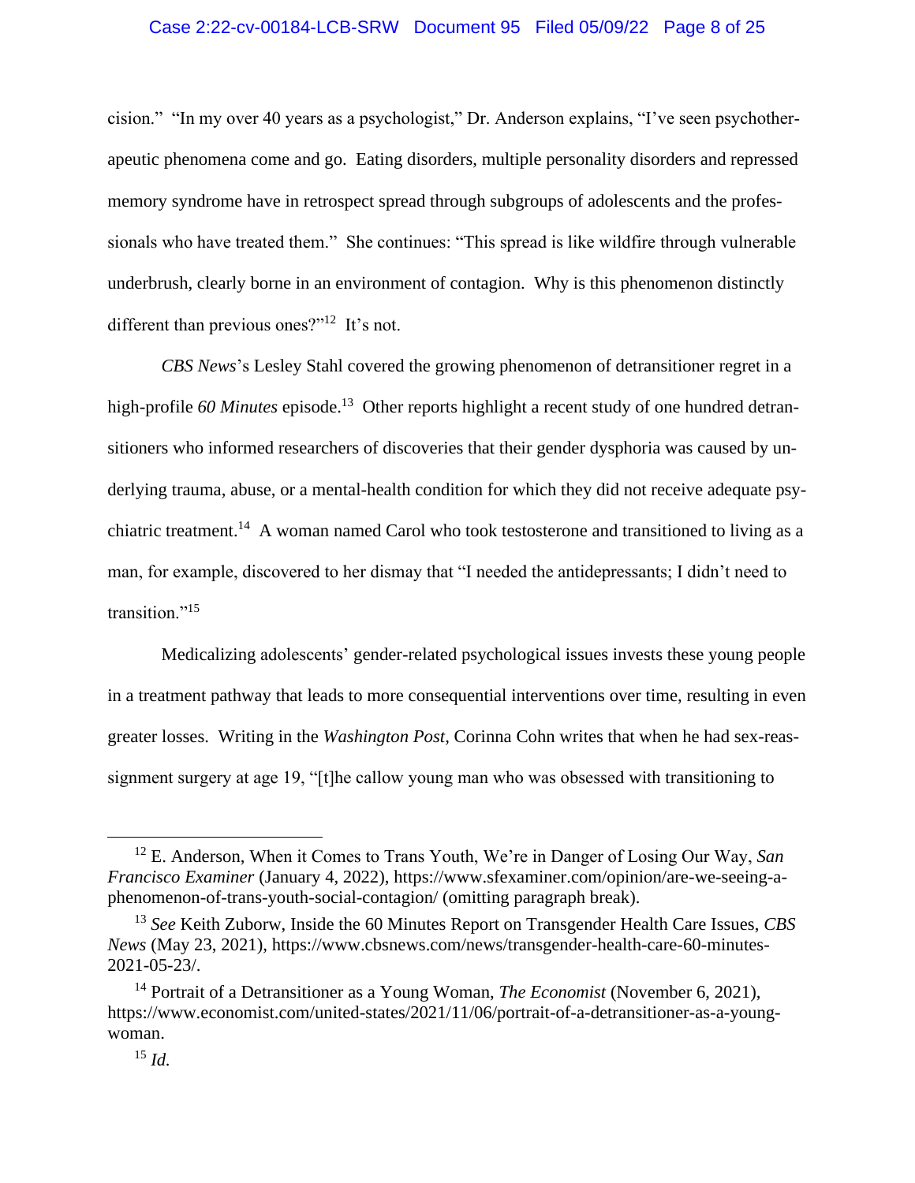cision." "In my over 40 years as a psychologist," Dr. Anderson explains, "I've seen psychotherapeutic phenomena come and go. Eating disorders, multiple personality disorders and repressed memory syndrome have in retrospect spread through subgroups of adolescents and the professionals who have treated them." She continues: "This spread is like wildfire through vulnerable underbrush, clearly borne in an environment of contagion. Why is this phenomenon distinctly different than previous ones?"[12] It's not.

*CBS News*'s Lesley Stahl covered the growing phenomenon of detransitioner regret in a high-profile *60 Minutes* episode.[13] Other reports highlight a recent study of one hundred detransitioners who informed researchers of discoveries that their gender dysphoria was caused by underlying trauma, abuse, or a mental-health condition for which they did not receive adequate psychiatric treatment.[14] A woman named Carol who took testosterone and transitioned to living as a man, for example, discovered to her dismay that "I needed the antidepressants; I didn't need to transition."[15]

Medicalizing adolescents' gender-related psychological issues invests these young people in a treatment pathway that leads to more consequential interventions over time, resulting in even greater losses. Writing in the *Washington Post*, Corinna Cohn writes that when he had sex-reassignment surgery at age 19, "[t]he callow young man who was obsessed with transitioning to

---

[12] E. Anderson, When it Comes to Trans Youth, We're in Danger of Losing Our Way, *San Francisco Examiner* (January 4, 2022), https://www.sfexaminer.com/opinion/are-we-seeing-a-phenomenon-of-trans-youth-social-contagion/ (omitting paragraph break).

[13] *See* Keith Zuborw, Inside the 60 Minutes Report on Transgender Health Care Issues, *CBS News* (May 23, 2021), https://www.cbsnews.com/news/transgender-health-care-60-minutes-2021-05-23/.

[14] Portrait of a Detransitioner as a Young Woman, *The Economist* (November 6, 2021), https://www.economist.com/united-states/2021/11/06/portrait-of-a-detransitioner-as-a-young-woman.

[15] *Id.*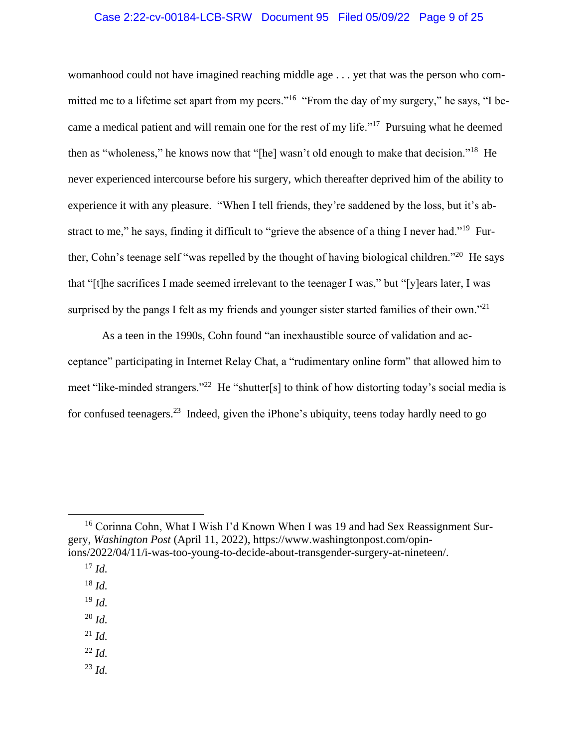womanhood could not have imagined reaching middle age . . . yet that was the person who committed me to a lifetime set apart from my peers."[16] "From the day of my surgery," he says, "I became a medical patient and will remain one for the rest of my life."[17] Pursuing what he deemed then as "wholeness," he knows now that "[he] wasn't old enough to make that decision."[18] He never experienced intercourse before his surgery, which thereafter deprived him of the ability to experience it with any pleasure. "When I tell friends, they're saddened by the loss, but it's abstract to me," he says, finding it difficult to "grieve the absence of a thing I never had."[19] Further, Cohn's teenage self "was repelled by the thought of having biological children."[20] He says that "[t]he sacrifices I made seemed irrelevant to the teenager I was," but "[y]ears later, I was surprised by the pangs I felt as my friends and younger sister started families of their own."[21]

As a teen in the 1990s, Cohn found "an inexhaustible source of validation and acceptance" participating in Internet Relay Chat, a "rudimentary online form" that allowed him to meet "like-minded strangers."[22] He "shutter[s] to think of how distorting today's social media is for confused teenagers.[23] Indeed, given the iPhone's ubiquity, teens today hardly need to go

---

[16] Corinna Cohn, What I Wish I'd Known When I was 19 and had Sex Reassignment Surgery, *Washington Post* (April 11, 2022), https://www.washingtonpost.com/opinions/2022/04/11/i-was-too-young-to-decide-about-transgender-surgery-at-nineteen/.

[17] *Id.*

[18] *Id.*

[19] *Id.*

[20] *Id.*

[21] *Id.*

[22] *Id.*

[23] *Id.*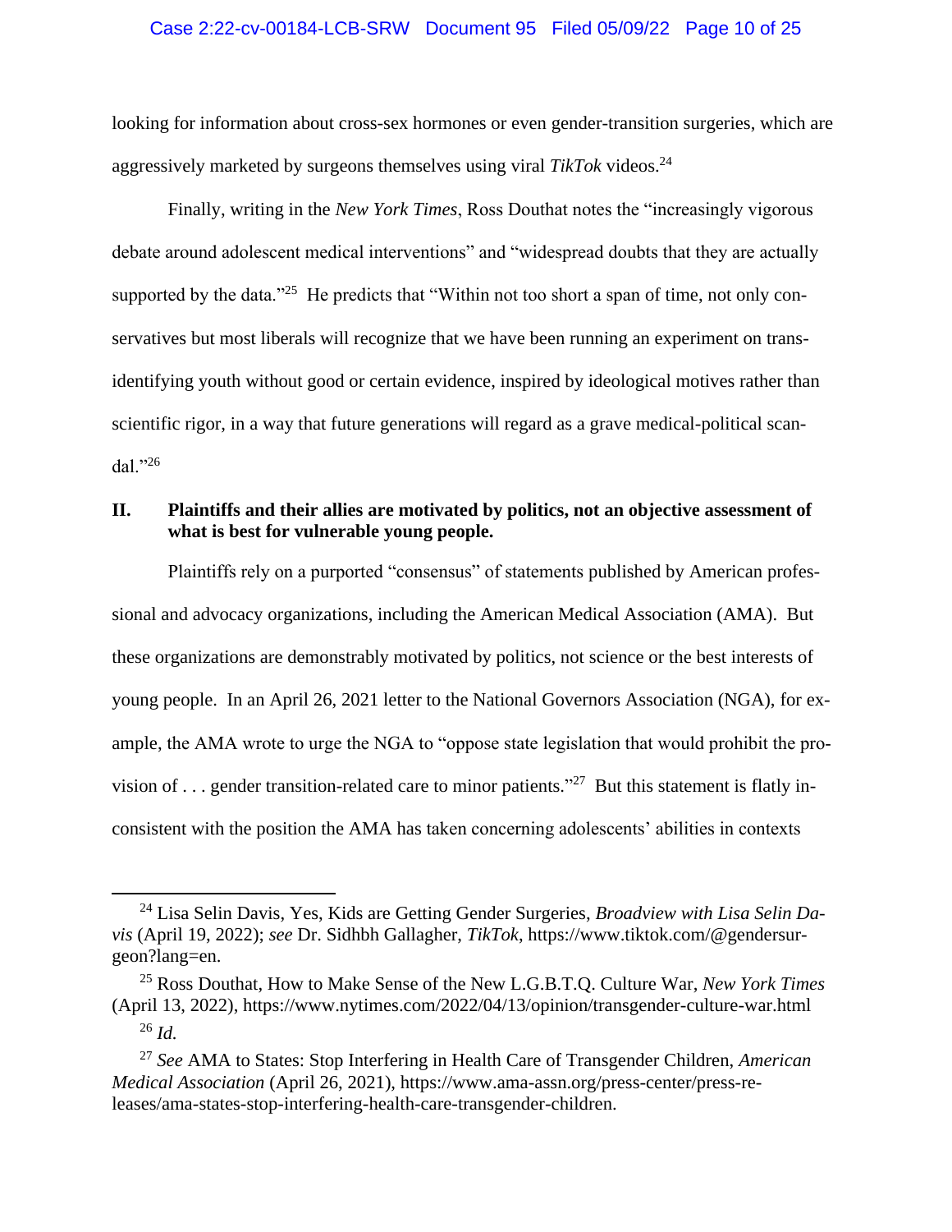looking for information about cross-sex hormones or even gender-transition surgeries, which are aggressively marketed by surgeons themselves using viral *TikTok* videos.[24]

Finally, writing in the *New York Times*, Ross Douthat notes the "increasingly vigorous debate around adolescent medical interventions" and "widespread doubts that they are actually supported by the data."[25] He predicts that "Within not too short a span of time, not only conservatives but most liberals will recognize that we have been running an experiment on trans-identifying youth without good or certain evidence, inspired by ideological motives rather than scientific rigor, in a way that future generations will regard as a grave medical-political scandal."[26]

## II. Plaintiffs and their allies are motivated by politics, not an objective assessment of what is best for vulnerable young people.

Plaintiffs rely on a purported "consensus" of statements published by American professional and advocacy organizations, including the American Medical Association (AMA). But these organizations are demonstrably motivated by politics, not science or the best interests of young people. In an April 26, 2021 letter to the National Governors Association (NGA), for example, the AMA wrote to urge the NGA to "oppose state legislation that would prohibit the provision of . . . gender transition-related care to minor patients."[27] But this statement is flatly inconsistent with the position the AMA has taken concerning adolescents' abilities in contexts

---

[24] Lisa Selin Davis, Yes, Kids are Getting Gender Surgeries, *Broadview with Lisa Selin Davis* (April 19, 2022); *see* Dr. Sidhbh Gallagher, *TikTok*, https://www.tiktok.com/@gendersurgeon?lang=en.

[25] Ross Douthat, How to Make Sense of the New L.G.B.T.Q. Culture War, *New York Times* (April 13, 2022), https://www.nytimes.com/2022/04/13/opinion/transgender-culture-war.html

[26] *Id.*

[27] *See* AMA to States: Stop Interfering in Health Care of Transgender Children, *American Medical Association* (April 26, 2021), https://www.ama-assn.org/press-center/press-releases/ama-states-stop-interfering-health-care-transgender-children.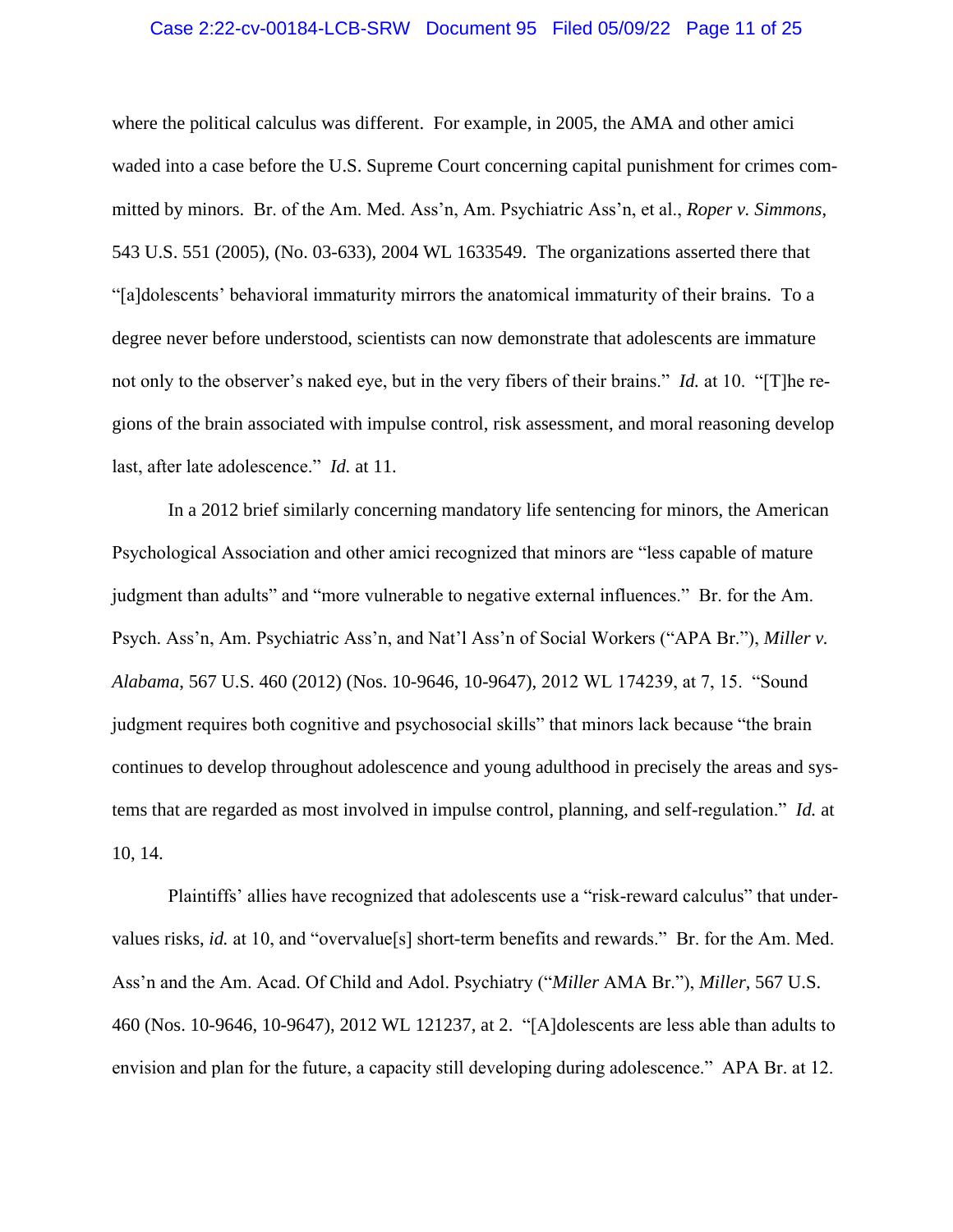where the political calculus was different. For example, in 2005, the AMA and other amici waded into a case before the U.S. Supreme Court concerning capital punishment for crimes committed by minors. Br. of the Am. Med. Ass'n, Am. Psychiatric Ass'n, et al., *Roper v. Simmons*, 543 U.S. 551 (2005), (No. 03-633), 2004 WL 1633549. The organizations asserted there that "[a]dolescents' behavioral immaturity mirrors the anatomical immaturity of their brains. To a degree never before understood, scientists can now demonstrate that adolescents are immature not only to the observer's naked eye, but in the very fibers of their brains." *Id.* at 10. "[T]he regions of the brain associated with impulse control, risk assessment, and moral reasoning develop last, after late adolescence." *Id.* at 11.

In a 2012 brief similarly concerning mandatory life sentencing for minors, the American Psychological Association and other amici recognized that minors are "less capable of mature judgment than adults" and "more vulnerable to negative external influences." Br. for the Am. Psych. Ass'n, Am. Psychiatric Ass'n, and Nat'l Ass'n of Social Workers ("APA Br."), *Miller v. Alabama*, 567 U.S. 460 (2012) (Nos. 10-9646, 10-9647), 2012 WL 174239, at 7, 15. "Sound judgment requires both cognitive and psychosocial skills" that minors lack because "the brain continues to develop throughout adolescence and young adulthood in precisely the areas and systems that are regarded as most involved in impulse control, planning, and self-regulation." *Id.* at 10, 14.

Plaintiffs' allies have recognized that adolescents use a "risk-reward calculus" that undervalues risks, *id.* at 10, and "overvalue[s] short-term benefits and rewards." Br. for the Am. Med. Ass'n and the Am. Acad. Of Child and Adol. Psychiatry ("*Miller* AMA Br."), *Miller*, 567 U.S. 460 (Nos. 10-9646, 10-9647), 2012 WL 121237, at 2. "[A]dolescents are less able than adults to envision and plan for the future, a capacity still developing during adolescence." APA Br. at 12.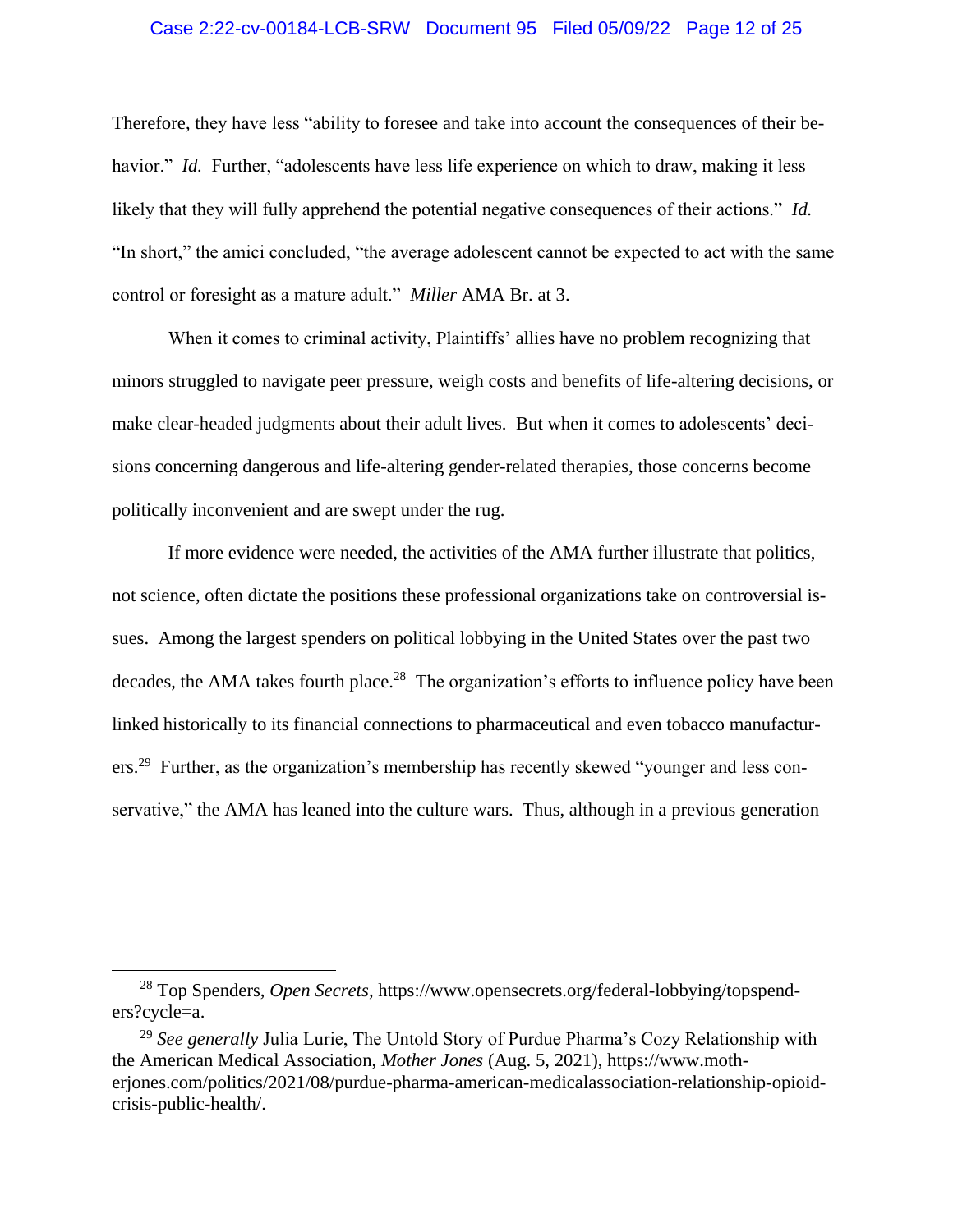Therefore, they have less "ability to foresee and take into account the consequences of their behavior." *Id.* Further, "adolescents have less life experience on which to draw, making it less likely that they will fully apprehend the potential negative consequences of their actions." *Id.* "In short," the amici concluded, "the average adolescent cannot be expected to act with the same control or foresight as a mature adult." *Miller* AMA Br. at 3.

When it comes to criminal activity, Plaintiffs' allies have no problem recognizing that minors struggled to navigate peer pressure, weigh costs and benefits of life-altering decisions, or make clear-headed judgments about their adult lives. But when it comes to adolescents' decisions concerning dangerous and life-altering gender-related therapies, those concerns become politically inconvenient and are swept under the rug.

If more evidence were needed, the activities of the AMA further illustrate that politics, not science, often dictate the positions these professional organizations take on controversial issues. Among the largest spenders on political lobbying in the United States over the past two decades, the AMA takes fourth place.[28] The organization's efforts to influence policy have been linked historically to its financial connections to pharmaceutical and even tobacco manufacturers.[29] Further, as the organization's membership has recently skewed "younger and less conservative," the AMA has leaned into the culture wars. Thus, although in a previous generation

---

[28] Top Spenders, *Open Secrets*, https://www.opensecrets.org/federal-lobbying/topspenders?cycle=a.

[29] *See generally* Julia Lurie, The Untold Story of Purdue Pharma's Cozy Relationship with the American Medical Association, *Mother Jones* (Aug. 5, 2021), https://www.motherjones.com/politics/2021/08/purdue-pharma-american-medicalassociation-relationship-opioid-crisis-public-health/.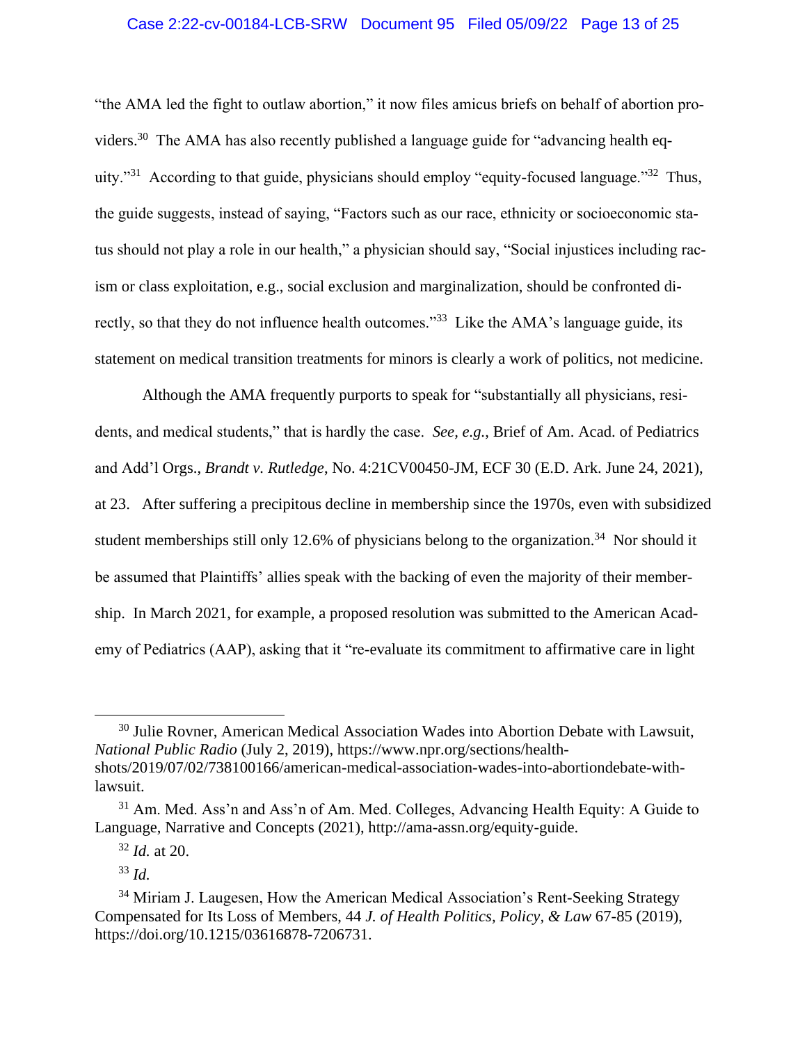"the AMA led the fight to outlaw abortion," it now files amicus briefs on behalf of abortion providers.[30] The AMA has also recently published a language guide for "advancing health equity."[31] According to that guide, physicians should employ "equity-focused language."[32] Thus, the guide suggests, instead of saying, "Factors such as our race, ethnicity or socioeconomic status should not play a role in our health," a physician should say, "Social injustices including racism or class exploitation, e.g., social exclusion and marginalization, should be confronted directly, so that they do not influence health outcomes."[33] Like the AMA's language guide, its statement on medical transition treatments for minors is clearly a work of politics, not medicine.

Although the AMA frequently purports to speak for "substantially all physicians, residents, and medical students," that is hardly the case. *See, e.g.*, Brief of Am. Acad. of Pediatrics and Add'l Orgs., *Brandt v. Rutledge*, No. 4:21CV00450-JM, ECF 30 (E.D. Ark. June 24, 2021), at 23. After suffering a precipitous decline in membership since the 1970s, even with subsidized student memberships still only 12.6% of physicians belong to the organization.[34] Nor should it be assumed that Plaintiffs' allies speak with the backing of even the majority of their membership. In March 2021, for example, a proposed resolution was submitted to the American Academy of Pediatrics (AAP), asking that it "re-evaluate its commitment to affirmative care in light

---

[30] Julie Rovner, American Medical Association Wades into Abortion Debate with Lawsuit, *National Public Radio* (July 2, 2019), https://www.npr.org/sections/health-shots/2019/07/02/738100166/american-medical-association-wades-into-abortiondebate-with-lawsuit.

[31] Am. Med. Ass'n and Ass'n of Am. Med. Colleges, Advancing Health Equity: A Guide to Language, Narrative and Concepts (2021), http://ama-assn.org/equity-guide.

[32] *Id.* at 20.

[33] *Id.*

[34] Miriam J. Laugesen, How the American Medical Association's Rent-Seeking Strategy Compensated for Its Loss of Members, 44 *J. of Health Politics, Policy, & Law* 67-85 (2019), https://doi.org/10.1215/03616878-7206731.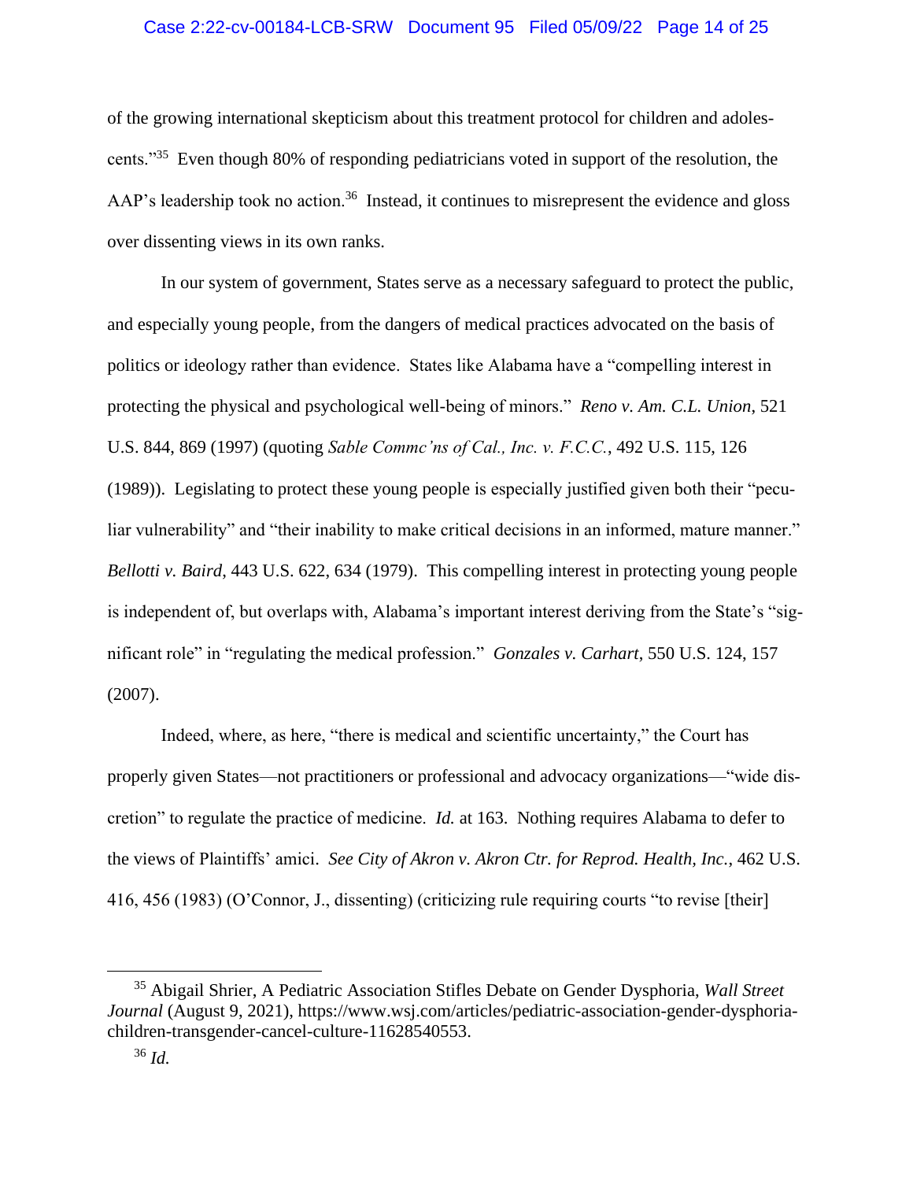of the growing international skepticism about this treatment protocol for children and adolescents."[35] Even though 80% of responding pediatricians voted in support of the resolution, the AAP's leadership took no action.[36] Instead, it continues to misrepresent the evidence and gloss over dissenting views in its own ranks.

In our system of government, States serve as a necessary safeguard to protect the public, and especially young people, from the dangers of medical practices advocated on the basis of politics or ideology rather than evidence. States like Alabama have a "compelling interest in protecting the physical and psychological well-being of minors." *Reno v. Am. C.L. Union*, 521 U.S. 844, 869 (1997) (quoting *Sable Commc'ns of Cal., Inc. v. F.C.C.*, 492 U.S. 115, 126 (1989)). Legislating to protect these young people is especially justified given both their "peculiar vulnerability" and "their inability to make critical decisions in an informed, mature manner." *Bellotti v. Baird*, 443 U.S. 622, 634 (1979). This compelling interest in protecting young people is independent of, but overlaps with, Alabama's important interest deriving from the State's "significant role" in "regulating the medical profession." *Gonzales v. Carhart*, 550 U.S. 124, 157 (2007).

Indeed, where, as here, "there is medical and scientific uncertainty," the Court has properly given States—not practitioners or professional and advocacy organizations—"wide discretion" to regulate the practice of medicine. *Id.* at 163. Nothing requires Alabama to defer to the views of Plaintiffs' amici. *See City of Akron v. Akron Ctr. for Reprod. Health, Inc.*, 462 U.S. 416, 456 (1983) (O'Connor, J., dissenting) (criticizing rule requiring courts "to revise [their]

---

[35] Abigail Shrier, A Pediatric Association Stifles Debate on Gender Dysphoria, *Wall Street Journal* (August 9, 2021), https://www.wsj.com/articles/pediatric-association-gender-dysphoria-children-transgender-cancel-culture-11628540553.

[36] *Id.*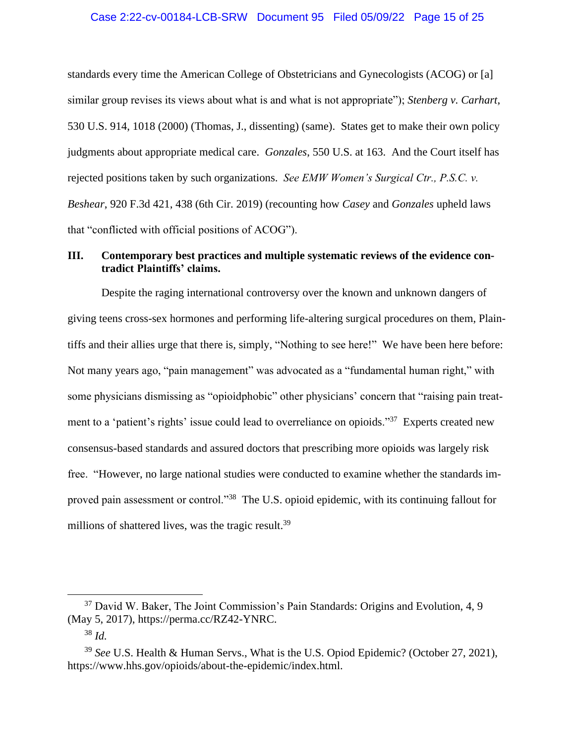standards every time the American College of Obstetricians and Gynecologists (ACOG) or [a] similar group revises its views about what is and what is not appropriate"); *Stenberg v. Carhart*, 530 U.S. 914, 1018 (2000) (Thomas, J., dissenting) (same). States get to make their own policy judgments about appropriate medical care. *Gonzales*, 550 U.S. at 163. And the Court itself has rejected positions taken by such organizations. *See EMW Women's Surgical Ctr., P.S.C. v. Beshear*, 920 F.3d 421, 438 (6th Cir. 2019) (recounting how *Casey* and *Gonzales* upheld laws that "conflicted with official positions of ACOG").

## III. Contemporary best practices and multiple systematic reviews of the evidence contradict Plaintiffs' claims.

Despite the raging international controversy over the known and unknown dangers of giving teens cross-sex hormones and performing life-altering surgical procedures on them, Plaintiffs and their allies urge that there is, simply, "Nothing to see here!" We have been here before: Not many years ago, "pain management" was advocated as a "fundamental human right," with some physicians dismissing as "opioidphobic" other physicians' concern that "raising pain treatment to a 'patient's rights' issue could lead to overreliance on opioids."[37] Experts created new consensus-based standards and assured doctors that prescribing more opioids was largely risk free. "However, no large national studies were conducted to examine whether the standards improved pain assessment or control."[38] The U.S. opioid epidemic, with its continuing fallout for millions of shattered lives, was the tragic result.[39]

---

[37] David W. Baker, The Joint Commission's Pain Standards: Origins and Evolution, 4, 9 (May 5, 2017), https://perma.cc/RZ42-YNRC.

[38] *Id.*

[39] *See* U.S. Health & Human Servs., What is the U.S. Opiod Epidemic? (October 27, 2021), https://www.hhs.gov/opioids/about-the-epidemic/index.html.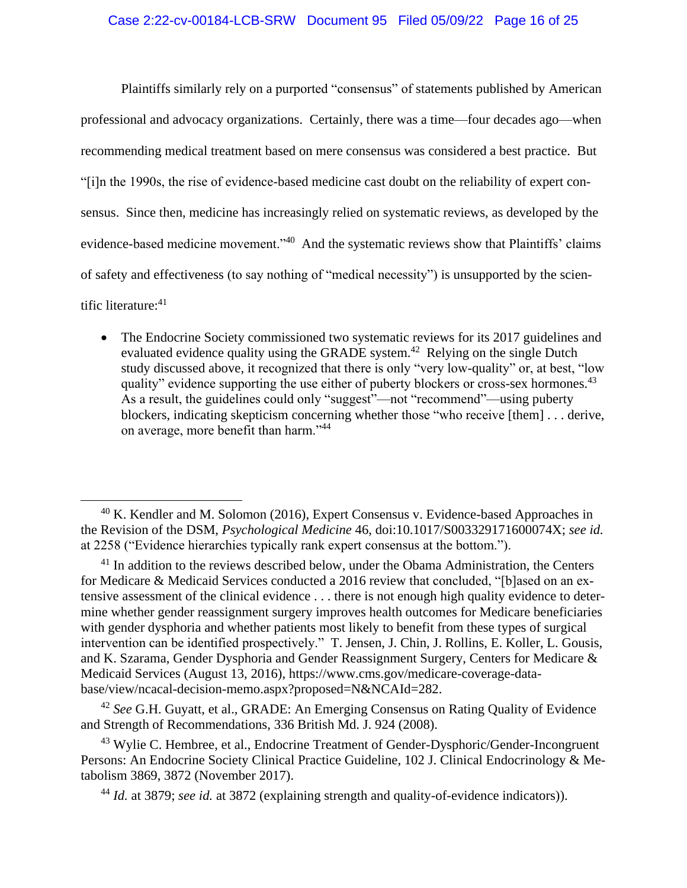Plaintiffs similarly rely on a purported "consensus" of statements published by American professional and advocacy organizations. Certainly, there was a time—four decades ago—when recommending medical treatment based on mere consensus was considered a best practice. But "[i]n the 1990s, the rise of evidence-based medicine cast doubt on the reliability of expert consensus. Since then, medicine has increasingly relied on systematic reviews, as developed by the evidence-based medicine movement."[40] And the systematic reviews show that Plaintiffs' claims of safety and effectiveness (to say nothing of "medical necessity") is unsupported by the scientific literature:[41]

- The Endocrine Society commissioned two systematic reviews for its 2017 guidelines and evaluated evidence quality using the GRADE system.[42] Relying on the single Dutch study discussed above, it recognized that there is only "very low-quality" or, at best, "low quality" evidence supporting the use either of puberty blockers or cross-sex hormones.[43] As a result, the guidelines could only "suggest"—not "recommend"—using puberty blockers, indicating skepticism concerning whether those "who receive [them] . . . derive, on average, more benefit than harm."[44]

---

[40] K. Kendler and M. Solomon (2016), Expert Consensus v. Evidence-based Approaches in the Revision of the DSM, *Psychological Medicine* 46, doi:10.1017/S003329171600074X; *see id.* at 2258 ("Evidence hierarchies typically rank expert consensus at the bottom.").

[41] In addition to the reviews described below, under the Obama Administration, the Centers for Medicare & Medicaid Services conducted a 2016 review that concluded, "[b]ased on an extensive assessment of the clinical evidence . . . there is not enough high quality evidence to determine whether gender reassignment surgery improves health outcomes for Medicare beneficiaries with gender dysphoria and whether patients most likely to benefit from these types of surgical intervention can be identified prospectively." T. Jensen, J. Chin, J. Rollins, E. Koller, L. Gousis, and K. Szarama, Gender Dysphoria and Gender Reassignment Surgery, Centers for Medicare & Medicaid Services (August 13, 2016), https://www.cms.gov/medicare-coverage-database/view/ncacal-decision-memo.aspx?proposed=N&NCAId=282.

[42] *See* G.H. Guyatt, et al., GRADE: An Emerging Consensus on Rating Quality of Evidence and Strength of Recommendations, 336 British Md. J. 924 (2008).

[43] Wylie C. Hembree, et al., Endocrine Treatment of Gender-Dysphoric/Gender-Incongruent Persons: An Endocrine Society Clinical Practice Guideline, 102 J. Clinical Endocrinology & Metabolism 3869, 3872 (November 2017).

[44] *Id.* at 3879; *see id.* at 3872 (explaining strength and quality-of-evidence indicators)).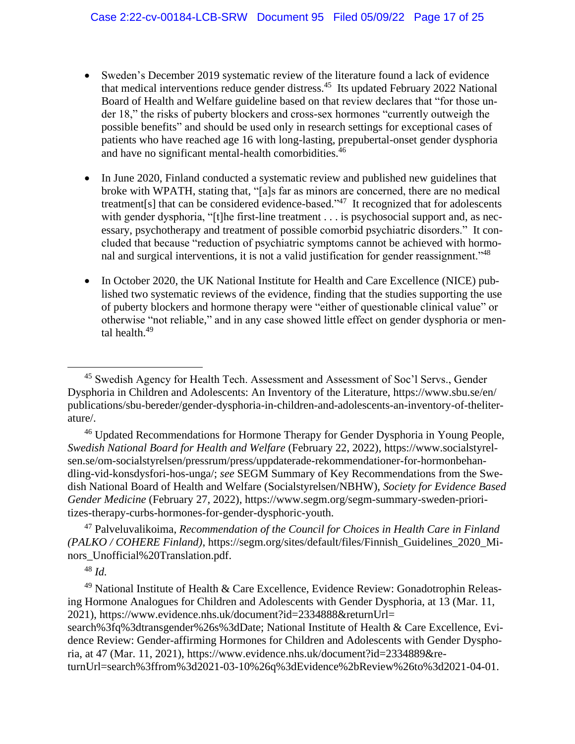- Sweden's December 2019 systematic review of the literature found a lack of evidence that medical interventions reduce gender distress.[45] Its updated February 2022 National Board of Health and Welfare guideline based on that review declares that "for those under 18," the risks of puberty blockers and cross-sex hormones "currently outweigh the possible benefits" and should be used only in research settings for exceptional cases of patients who have reached age 16 with long-lasting, prepubertal-onset gender dysphoria and have no significant mental-health comorbidities.[46]

- In June 2020, Finland conducted a systematic review and published new guidelines that broke with WPATH, stating that, "[a]s far as minors are concerned, there are no medical treatment[s] that can be considered evidence-based."[47] It recognized that for adolescents with gender dysphoria, "[t]he first-line treatment . . . is psychosocial support and, as necessary, psychotherapy and treatment of possible comorbid psychiatric disorders." It concluded that because "reduction of psychiatric symptoms cannot be achieved with hormonal and surgical interventions, it is not a valid justification for gender reassignment."[48]

- In October 2020, the UK National Institute for Health and Care Excellence (NICE) published two systematic reviews of the evidence, finding that the studies supporting the use of puberty blockers and hormone therapy were "either of questionable clinical value" or otherwise "not reliable," and in any case showed little effect on gender dysphoria or mental health.[49]

---

[45] Swedish Agency for Health Tech. Assessment and Assessment of Soc'l Servs., Gender Dysphoria in Children and Adolescents: An Inventory of the Literature, https://www.sbu.se/en/publications/sbu-bereder/gender-dysphoria-in-children-and-adolescents-an-inventory-of-theliterature/.

[46] Updated Recommendations for Hormone Therapy for Gender Dysphoria in Young People, *Swedish National Board for Health and Welfare* (February 22, 2022), https://www.socialstyrelsen.se/om-socialstyrelsen/pressrum/press/uppdaterade-rekommendationer-for-hormonbehandling-vid-konsdysfori-hos-unga/; *see* SEGM Summary of Key Recommendations from the Swedish National Board of Health and Welfare (Socialstyrelsen/NBHW), *Society for Evidence Based Gender Medicine* (February 27, 2022), https://www.segm.org/segm-summary-sweden-prioritizes-therapy-curbs-hormones-for-gender-dysphoric-youth.

[47] Palveluvalikoima, *Recommendation of the Council for Choices in Health Care in Finland (PALKO / COHERE Finland)*, https://segm.org/sites/default/files/Finnish_Guidelines_2020_Minors_Unofficial%20Translation.pdf.

[48] *Id.*

[49] National Institute of Health & Care Excellence, Evidence Review: Gonadotrophin Releasing Hormone Analogues for Children and Adolescents with Gender Dysphoria, at 13 (Mar. 11, 2021), https://www.evidence.nhs.uk/document?id=2334888&returnUrl=search%3fq%3dtransgender%26s%3dDate; National Institute of Health & Care Excellence, Evidence Review: Gender-affirming Hormones for Children and Adolescents with Gender Dysphoria, at 47 (Mar. 11, 2021), https://www.evidence.nhs.uk/document?id=2334889&returnUrl=search%3ffrom%3d2021-03-10%26q%3dEvidence%2bReview%26to%3d2021-04-01.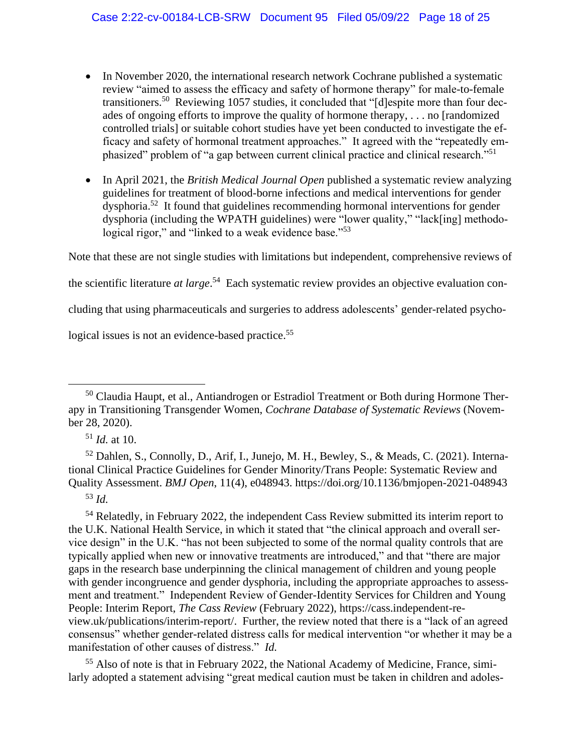- In November 2020, the international research network Cochrane published a systematic review "aimed to assess the efficacy and safety of hormone therapy" for male-to-female transitioners.[50] Reviewing 1057 studies, it concluded that "[d]espite more than four decades of ongoing efforts to improve the quality of hormone therapy, . . . no [randomized controlled trials] or suitable cohort studies have yet been conducted to investigate the efficacy and safety of hormonal treatment approaches." It agreed with the "repeatedly emphasized" problem of "a gap between current clinical practice and clinical research."[51]

- In April 2021, the *British Medical Journal Open* published a systematic review analyzing guidelines for treatment of blood-borne infections and medical interventions for gender dysphoria.[52] It found that guidelines recommending hormonal interventions for gender dysphoria (including the WPATH guidelines) were "lower quality," "lack[ing] methodological rigor," and "linked to a weak evidence base."[53]

Note that these are not single studies with limitations but independent, comprehensive reviews of the scientific literature *at large*.[54] Each systematic review provides an objective evaluation concluding that using pharmaceuticals and surgeries to address adolescents' gender-related psychological issues is not an evidence-based practice.[55]

---

[50] Claudia Haupt, et al., Antiandrogen or Estradiol Treatment or Both during Hormone Therapy in Transitioning Transgender Women, *Cochrane Database of Systematic Reviews* (November 28, 2020).

[51] *Id.* at 10.

[52] Dahlen, S., Connolly, D., Arif, I., Junejo, M. H., Bewley, S., & Meads, C. (2021). International Clinical Practice Guidelines for Gender Minority/Trans People: Systematic Review and Quality Assessment. *BMJ Open*, 11(4), e048943. https://doi.org/10.1136/bmjopen-2021-048943

[53] *Id.*

[54] Relatedly, in February 2022, the independent Cass Review submitted its interim report to the U.K. National Health Service, in which it stated that "the clinical approach and overall service design" in the U.K. "has not been subjected to some of the normal quality controls that are typically applied when new or innovative treatments are introduced," and that "there are major gaps in the research base underpinning the clinical management of children and young people with gender incongruence and gender dysphoria, including the appropriate approaches to assessment and treatment." Independent Review of Gender-Identity Services for Children and Young People: Interim Report, *The Cass Review* (February 2022), https://cass.independent-review.uk/publications/interim-report/. Further, the review noted that there is a "lack of an agreed consensus" whether gender-related distress calls for medical intervention "or whether it may be a manifestation of other causes of distress." *Id.*

[55] Also of note is that in February 2022, the National Academy of Medicine, France, similarly adopted a statement advising "great medical caution must be taken in children and adoles-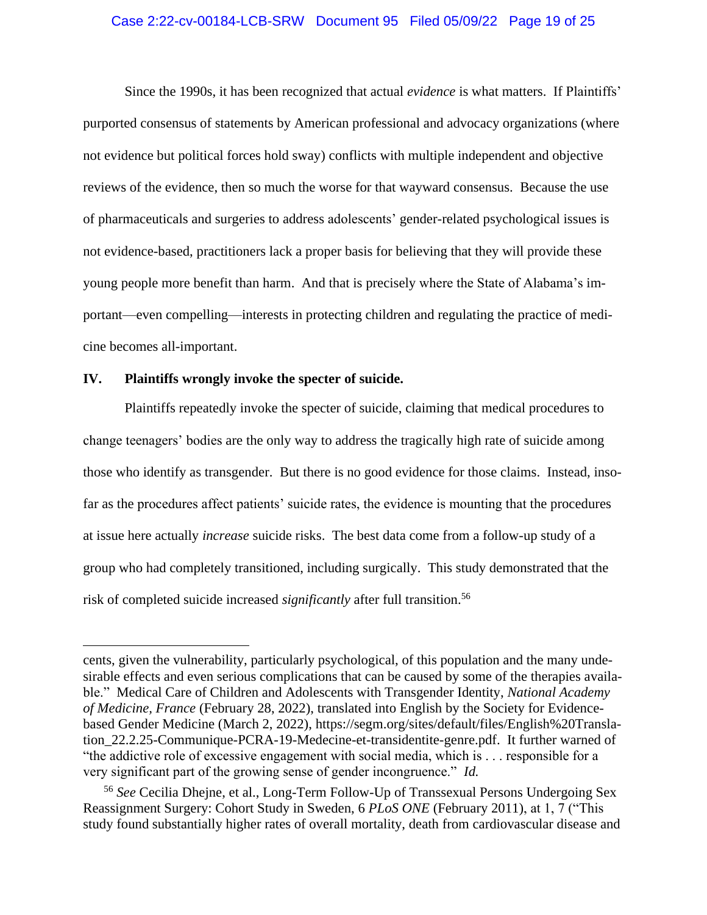Since the 1990s, it has been recognized that actual *evidence* is what matters. If Plaintiffs' purported consensus of statements by American professional and advocacy organizations (where not evidence but political forces hold sway) conflicts with multiple independent and objective reviews of the evidence, then so much the worse for that wayward consensus. Because the use of pharmaceuticals and surgeries to address adolescents' gender-related psychological issues is not evidence-based, practitioners lack a proper basis for believing that they will provide these young people more benefit than harm. And that is precisely where the State of Alabama's important—even compelling—interests in protecting children and regulating the practice of medicine becomes all-important.

## IV. Plaintiffs wrongly invoke the specter of suicide.

Plaintiffs repeatedly invoke the specter of suicide, claiming that medical procedures to change teenagers' bodies are the only way to address the tragically high rate of suicide among those who identify as transgender. But there is no good evidence for those claims. Instead, insofar as the procedures affect patients' suicide rates, the evidence is mounting that the procedures at issue here actually *increase* suicide risks. The best data come from a follow-up study of a group who had completely transitioned, including surgically. This study demonstrated that the risk of completed suicide increased *significantly* after full transition.[56]

---

cents, given the vulnerability, particularly psychological, of this population and the many undesirable effects and even serious complications that can be caused by some of the therapies available." Medical Care of Children and Adolescents with Transgender Identity, *National Academy of Medicine, France* (February 28, 2022), translated into English by the Society for Evidence-based Gender Medicine (March 2, 2022), https://segm.org/sites/default/files/English%20Translation_22.2.25-Communique-PCRA-19-Medecine-et-transidentite-genre.pdf. It further warned of "the addictive role of excessive engagement with social media, which is . . . responsible for a very significant part of the growing sense of gender incongruence." *Id.*

[56] *See* Cecilia Dhejne, et al., Long-Term Follow-Up of Transsexual Persons Undergoing Sex Reassignment Surgery: Cohort Study in Sweden, 6 *PLoS ONE* (February 2011), at 1, 7 ("This study found substantially higher rates of overall mortality, death from cardiovascular disease and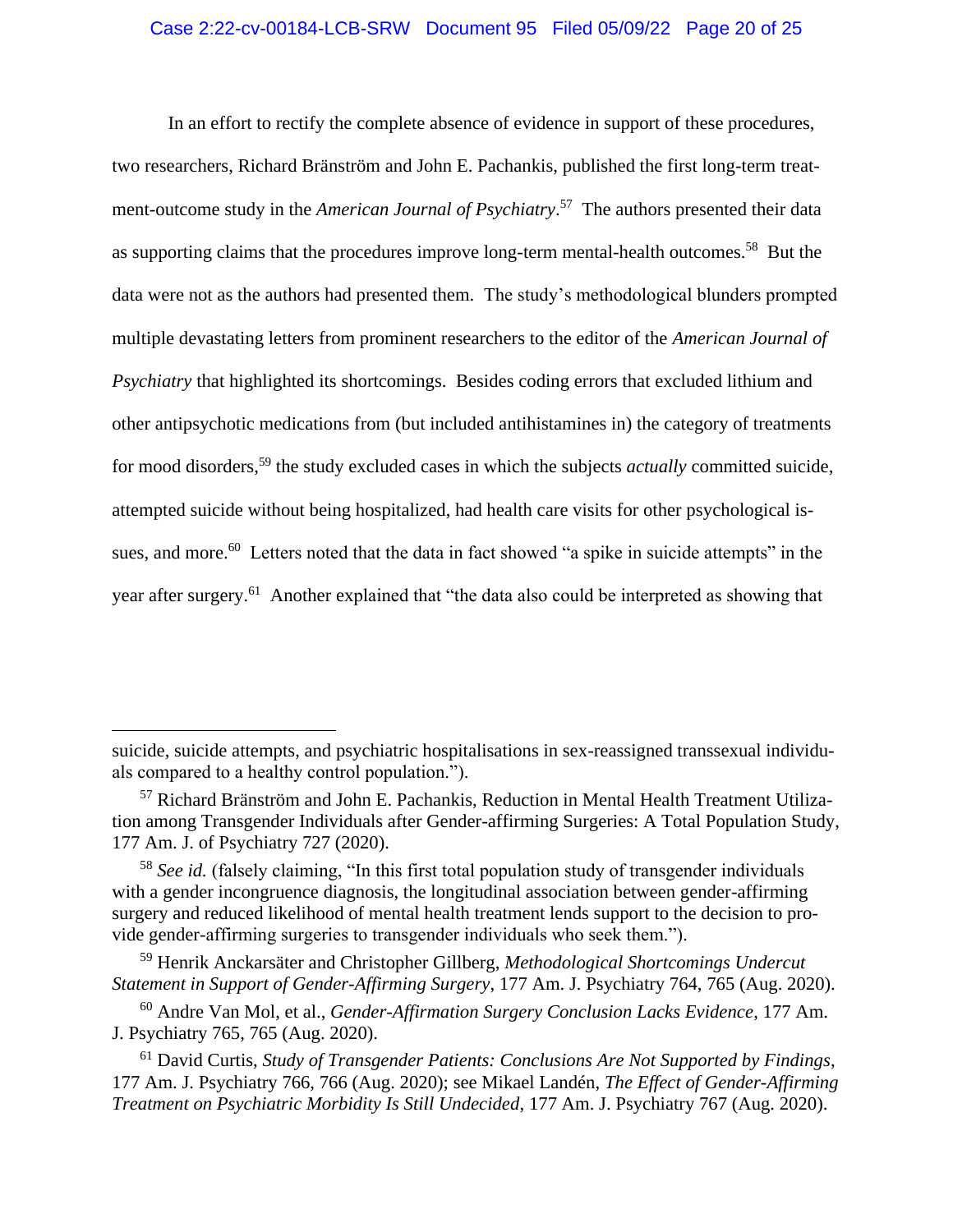In an effort to rectify the complete absence of evidence in support of these procedures, two researchers, Richard Bränström and John E. Pachankis, published the first long-term treatment-outcome study in the *American Journal of Psychiatry*.[57] The authors presented their data as supporting claims that the procedures improve long-term mental-health outcomes.[58] But the data were not as the authors had presented them. The study's methodological blunders prompted multiple devastating letters from prominent researchers to the editor of the *American Journal of Psychiatry* that highlighted its shortcomings. Besides coding errors that excluded lithium and other antipsychotic medications from (but included antihistamines in) the category of treatments for mood disorders,[59] the study excluded cases in which the subjects *actually* committed suicide, attempted suicide without being hospitalized, had health care visits for other psychological issues, and more.[60] Letters noted that the data in fact showed "a spike in suicide attempts" in the year after surgery.[61] Another explained that "the data also could be interpreted as showing that

---

suicide, suicide attempts, and psychiatric hospitalisations in sex-reassigned transsexual individuals compared to a healthy control population.").

[57] Richard Bränström and John E. Pachankis, Reduction in Mental Health Treatment Utilization among Transgender Individuals after Gender-affirming Surgeries: A Total Population Study, 177 Am. J. of Psychiatry 727 (2020).

[58] *See id.* (falsely claiming, "In this first total population study of transgender individuals with a gender incongruence diagnosis, the longitudinal association between gender-affirming surgery and reduced likelihood of mental health treatment lends support to the decision to provide gender-affirming surgeries to transgender individuals who seek them.").

[59] Henrik Anckarsäter and Christopher Gillberg, *Methodological Shortcomings Undercut Statement in Support of Gender-Affirming Surgery*, 177 Am. J. Psychiatry 764, 765 (Aug. 2020).

[60] Andre Van Mol, et al., *Gender-Affirmation Surgery Conclusion Lacks Evidence*, 177 Am. J. Psychiatry 765, 765 (Aug. 2020).

[61] David Curtis, *Study of Transgender Patients: Conclusions Are Not Supported by Findings*, 177 Am. J. Psychiatry 766, 766 (Aug. 2020); see Mikael Landén, *The Effect of Gender-Affirming Treatment on Psychiatric Morbidity Is Still Undecided*, 177 Am. J. Psychiatry 767 (Aug. 2020).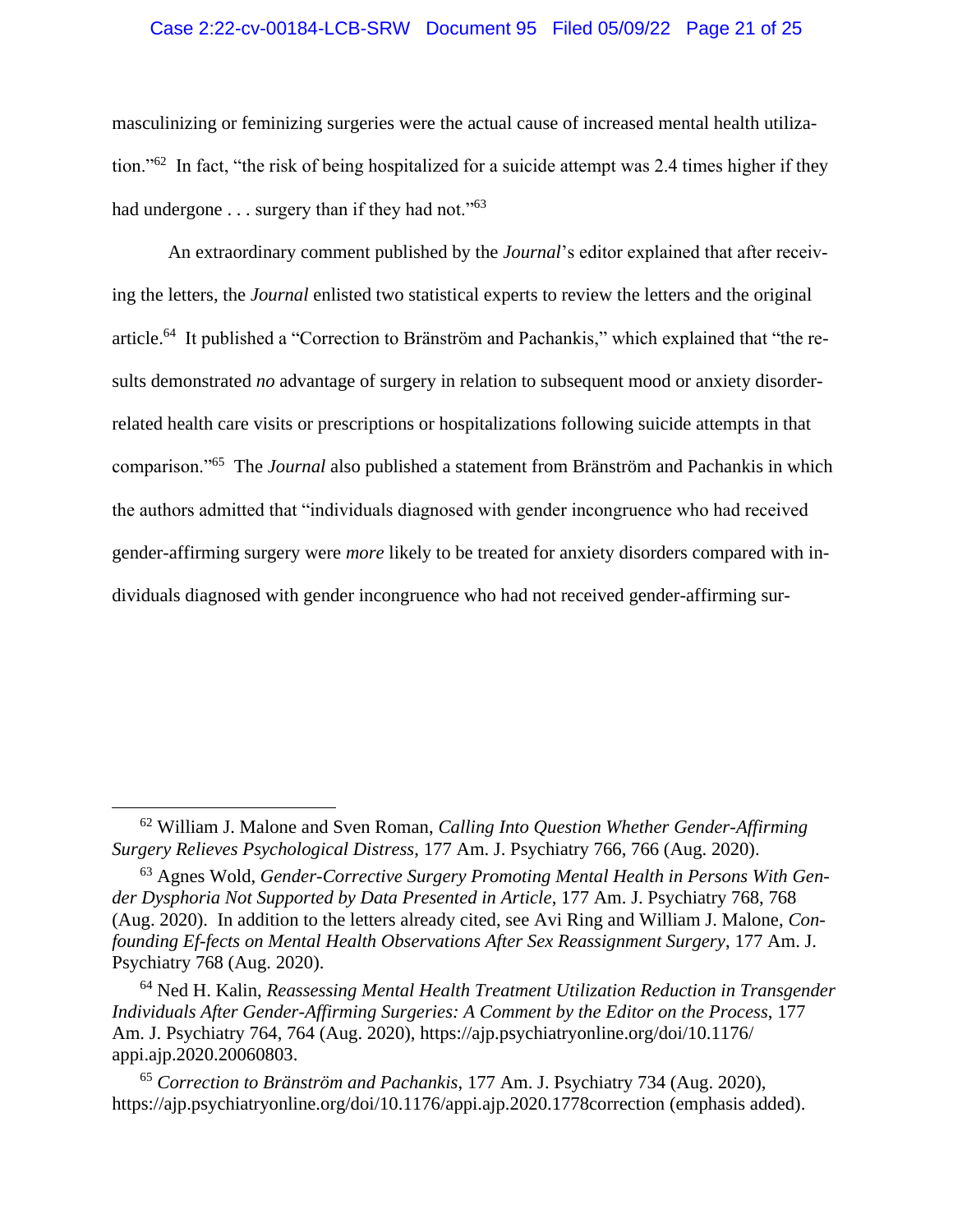masculinizing or feminizing surgeries were the actual cause of increased mental health utilization."[62] In fact, "the risk of being hospitalized for a suicide attempt was 2.4 times higher if they had undergone . . . surgery than if they had not."[63]

An extraordinary comment published by the *Journal*'s editor explained that after receiving the letters, the *Journal* enlisted two statistical experts to review the letters and the original article.[64] It published a "Correction to Bränström and Pachankis," which explained that "the results demonstrated *no* advantage of surgery in relation to subsequent mood or anxiety disorder-related health care visits or prescriptions or hospitalizations following suicide attempts in that comparison."[65] The *Journal* also published a statement from Bränström and Pachankis in which the authors admitted that "individuals diagnosed with gender incongruence who had received gender-affirming surgery were *more* likely to be treated for anxiety disorders compared with individuals diagnosed with gender incongruence who had not received gender-affirming sur-

---

[62] William J. Malone and Sven Roman, *Calling Into Question Whether Gender-Affirming Surgery Relieves Psychological Distress*, 177 Am. J. Psychiatry 766, 766 (Aug. 2020).

[63] Agnes Wold, *Gender-Corrective Surgery Promoting Mental Health in Persons With Gender Dysphoria Not Supported by Data Presented in Article*, 177 Am. J. Psychiatry 768, 768 (Aug. 2020). In addition to the letters already cited, see Avi Ring and William J. Malone, *Confounding Ef-fects on Mental Health Observations After Sex Reassignment Surgery*, 177 Am. J. Psychiatry 768 (Aug. 2020).

[64] Ned H. Kalin, *Reassessing Mental Health Treatment Utilization Reduction in Transgender Individuals After Gender-Affirming Surgeries: A Comment by the Editor on the Process*, 177 Am. J. Psychiatry 764, 764 (Aug. 2020), https://ajp.psychiatryonline.org/doi/10.1176/appi.ajp.2020.20060803.

[65] *Correction to Bränström and Pachankis*, 177 Am. J. Psychiatry 734 (Aug. 2020), https://ajp.psychiatryonline.org/doi/10.1176/appi.ajp.2020.1778correction (emphasis added).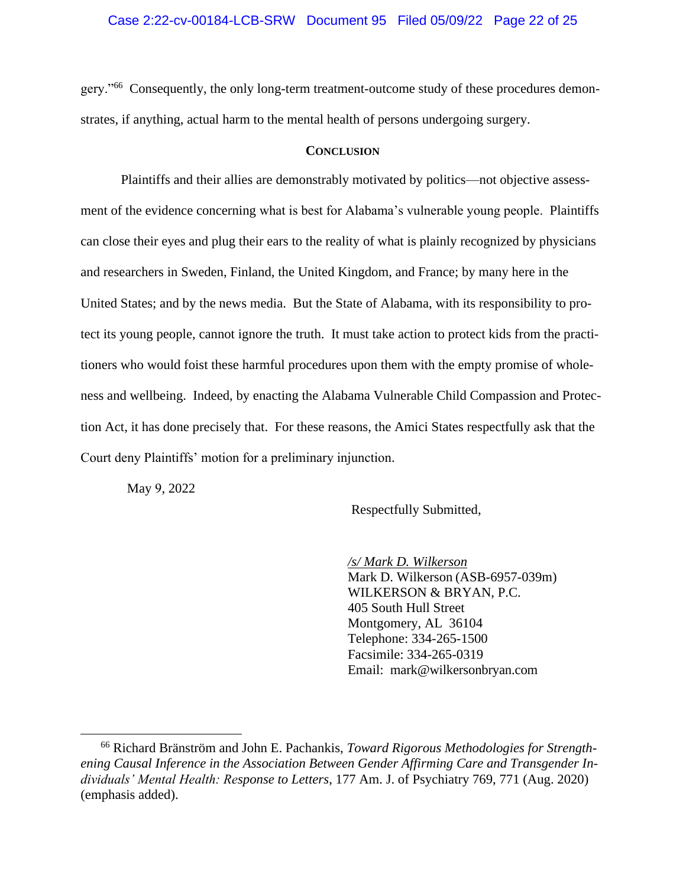gery."[66] Consequently, the only long-term treatment-outcome study of these procedures demonstrates, if anything, actual harm to the mental health of persons undergoing surgery.

## CONCLUSION

Plaintiffs and their allies are demonstrably motivated by politics—not objective assessment of the evidence concerning what is best for Alabama's vulnerable young people. Plaintiffs can close their eyes and plug their ears to the reality of what is plainly recognized by physicians and researchers in Sweden, Finland, the United Kingdom, and France; by many here in the United States; and by the news media. But the State of Alabama, with its responsibility to protect its young people, cannot ignore the truth. It must take action to protect kids from the practitioners who would foist these harmful procedures upon them with the empty promise of wholeness and wellbeing. Indeed, by enacting the Alabama Vulnerable Child Compassion and Protection Act, it has done precisely that. For these reasons, the Amici States respectfully ask that the Court deny Plaintiffs' motion for a preliminary injunction.

May 9, 2022

Respectfully Submitted,

/s/ Mark D. Wilkerson
Mark D. Wilkerson (ASB-6957-039m)
WILKERSON & BRYAN, P.C.
405 South Hull Street
Montgomery, AL 36104
Telephone: 334-265-1500
Facsimile: 334-265-0319
Email: mark@wilkersonbryan.com

---

[66] Richard Bränström and John E. Pachankis, *Toward Rigorous Methodologies for Strengthening Causal Inference in the Association Between Gender Affirming Care and Transgender Individuals' Mental Health: Response to Letters*, 177 Am. J. of Psychiatry 769, 771 (Aug. 2020) (emphasis added).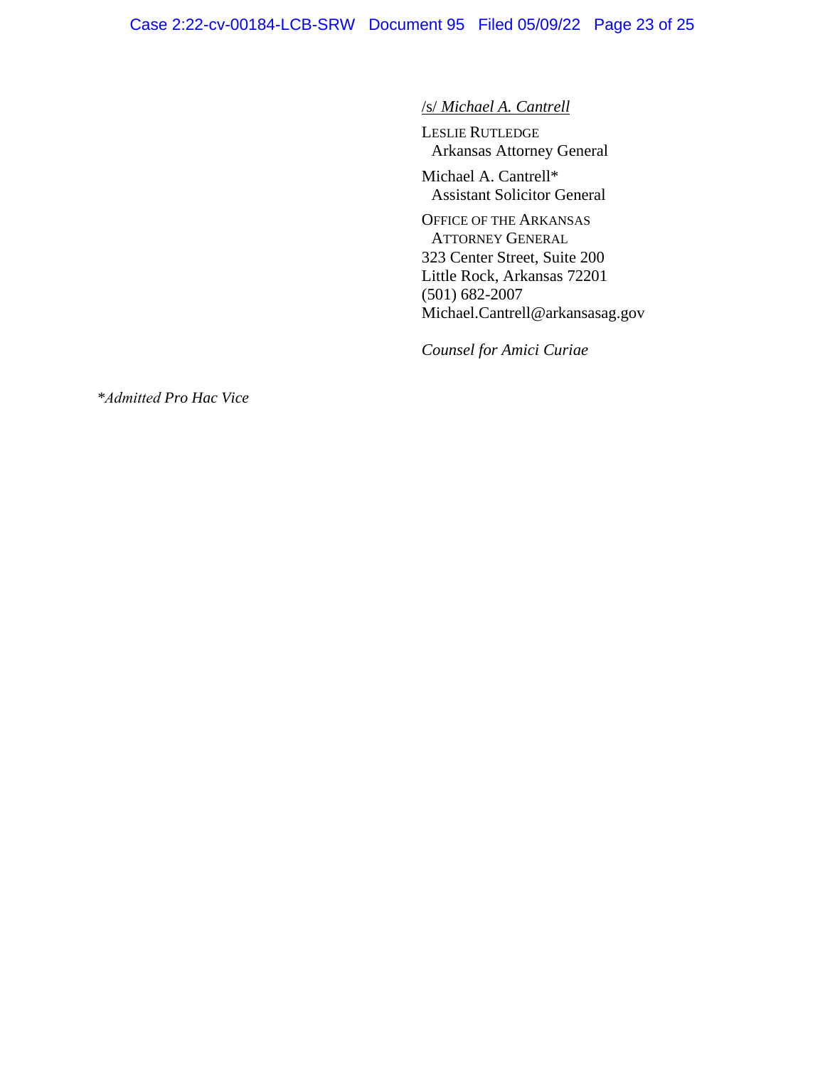/s/ *Michael A. Cantrell*

LESLIE RUTLEDGE
Arkansas Attorney General

Michael A. Cantrell*
Assistant Solicitor General

OFFICE OF THE ARKANSAS
ATTORNEY GENERAL
323 Center Street, Suite 200
Little Rock, Arkansas 72201
(501) 682-2007
Michael.Cantrell@arkansasag.gov

*Counsel for Amici Curiae*

*\*Admitted Pro Hac Vice*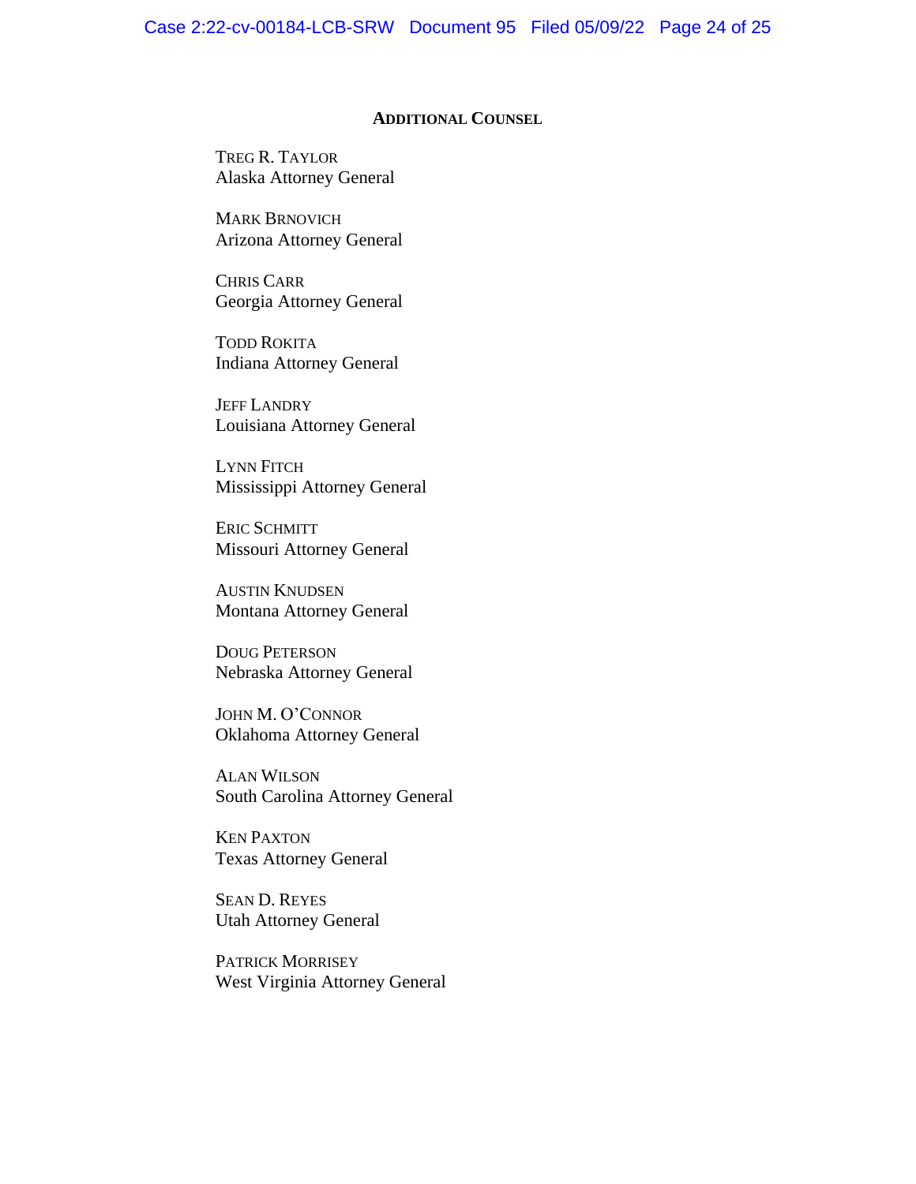**ADDITIONAL COUNSEL**

TREG R. TAYLOR
Alaska Attorney General

MARK BRNOVICH
Arizona Attorney General

CHRIS CARR
Georgia Attorney General

TODD ROKITA
Indiana Attorney General

JEFF LANDRY
Louisiana Attorney General

LYNN FITCH
Mississippi Attorney General

ERIC SCHMITT
Missouri Attorney General

AUSTIN KNUDSEN
Montana Attorney General

DOUG PETERSON
Nebraska Attorney General

JOHN M. O'CONNOR
Oklahoma Attorney General

ALAN WILSON
South Carolina Attorney General

KEN PAXTON
Texas Attorney General

SEAN D. REYES
Utah Attorney General

PATRICK MORRISEY
West Virginia Attorney General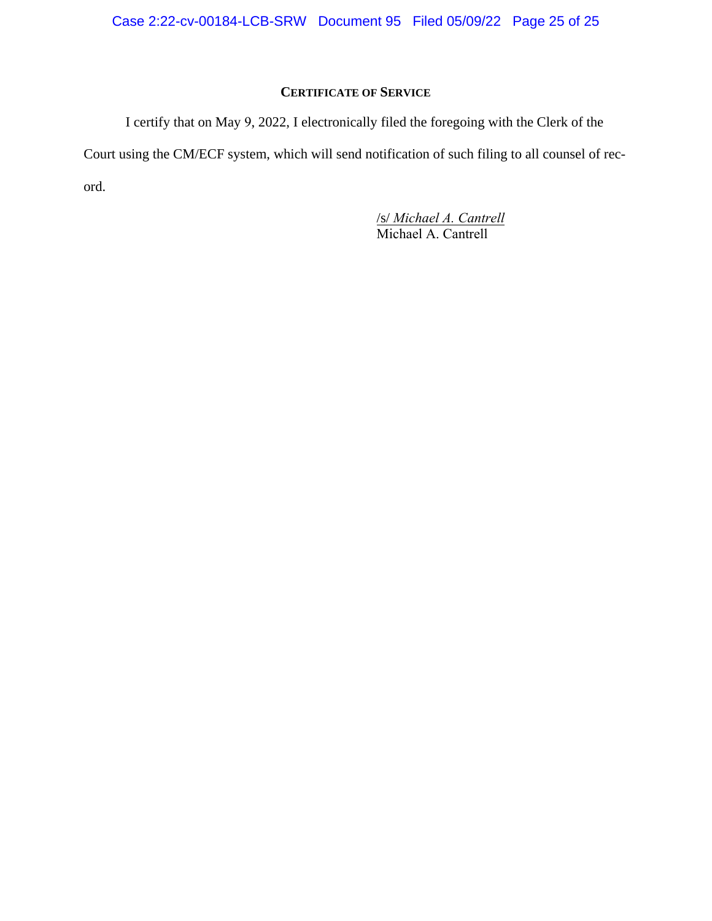## CERTIFICATE OF SERVICE

I certify that on May 9, 2022, I electronically filed the foregoing with the Clerk of the Court using the CM/ECF system, which will send notification of such filing to all counsel of record.

/s/ *Michael A. Cantrell*
Michael A. Cantrell